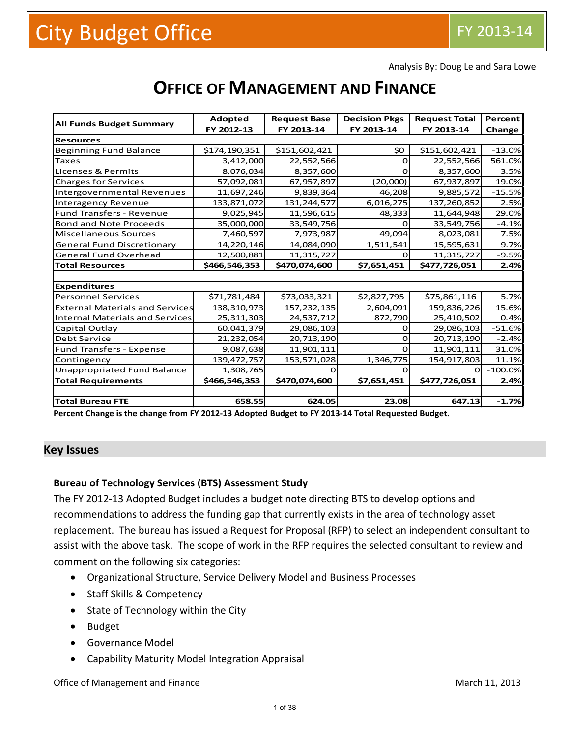# City Budget Office

FY 2013-14

Analysis By: Doug Le and Sara Lowe

# OFFICE OF MANAGEMENT AND FINANCE

| All Funds Budget Summary | Adopted FY 2012-13 | Request Base FY 2013-14 | Decision Pkgs FY 2013-14 | Request Total FY 2013-14 | Percent Change |
|---|---|---|---|---|---|
| **Resources** | | | | | |
| Beginning Fund Balance | $174,190,351 | $151,602,421 | $0 | $151,602,421 | -13.0% |
| Taxes | 3,412,000 | 22,552,566 | 0 | 22,552,566 | 561.0% |
| Licenses & Permits | 8,076,034 | 8,357,600 | 0 | 8,357,600 | 3.5% |
| Charges for Services | 57,092,081 | 67,957,897 | (20,000) | 67,937,897 | 19.0% |
| Intergovernmental Revenues | 11,697,246 | 9,839,364 | 46,208 | 9,885,572 | -15.5% |
| Interagency Revenue | 133,871,072 | 131,244,577 | 6,016,275 | 137,260,852 | 2.5% |
| Fund Transfers - Revenue | 9,025,945 | 11,596,615 | 48,333 | 11,644,948 | 29.0% |
| Bond and Note Proceeds | 35,000,000 | 33,549,756 | 0 | 33,549,756 | -4.1% |
| Miscellaneous Sources | 7,460,597 | 7,973,987 | 49,094 | 8,023,081 | 7.5% |
| General Fund Discretionary | 14,220,146 | 14,084,090 | 1,511,541 | 15,595,631 | 9.7% |
| General Fund Overhead | 12,500,881 | 11,315,727 | 0 | 11,315,727 | -9.5% |
| **Total Resources** | **$466,546,353** | **$470,074,600** | **$7,651,451** | **$477,726,051** | **2.4%** |
| | | | | | |
| **Expenditures** | | | | | |
| Personnel Services | $71,781,484 | $73,033,321 | $2,827,795 | $75,861,116 | 5.7% |
| External Materials and Services | 138,310,973 | 157,232,135 | 2,604,091 | 159,836,226 | 15.6% |
| Internal Materials and Services | 25,311,303 | 24,537,712 | 872,790 | 25,410,502 | 0.4% |
| Capital Outlay | 60,041,379 | 29,086,103 | 0 | 29,086,103 | -51.6% |
| Debt Service | 21,232,054 | 20,713,190 | 0 | 20,713,190 | -2.4% |
| Fund Transfers - Expense | 9,087,638 | 11,901,111 | 0 | 11,901,111 | 31.0% |
| Contingency | 139,472,757 | 153,571,028 | 1,346,775 | 154,917,803 | 11.1% |
| Unappropriated Fund Balance | 1,308,765 | 0 | 0 | 0 | -100.0% |
| **Total Requirements** | **$466,546,353** | **$470,074,600** | **$7,651,451** | **$477,726,051** | **2.4%** |
| | | | | | |
| **Total Bureau FTE** | **658.55** | **624.05** | **23.08** | **647.13** | **-1.7%** |

**Percent Change is the change from FY 2012-13 Adopted Budget to FY 2013-14 Total Requested Budget.**

## Key Issues

### Bureau of Technology Services (BTS) Assessment Study

The FY 2012-13 Adopted Budget includes a budget note directing BTS to develop options and recommendations to address the funding gap that currently exists in the area of technology asset replacement. The bureau has issued a Request for Proposal (RFP) to select an independent consultant to assist with the above task. The scope of work in the RFP requires the selected consultant to review and comment on the following six categories:

- Organizational Structure, Service Delivery Model and Business Processes
- Staff Skills & Competency
- State of Technology within the City
- Budget
- Governance Model
- Capability Maturity Model Integration Appraisal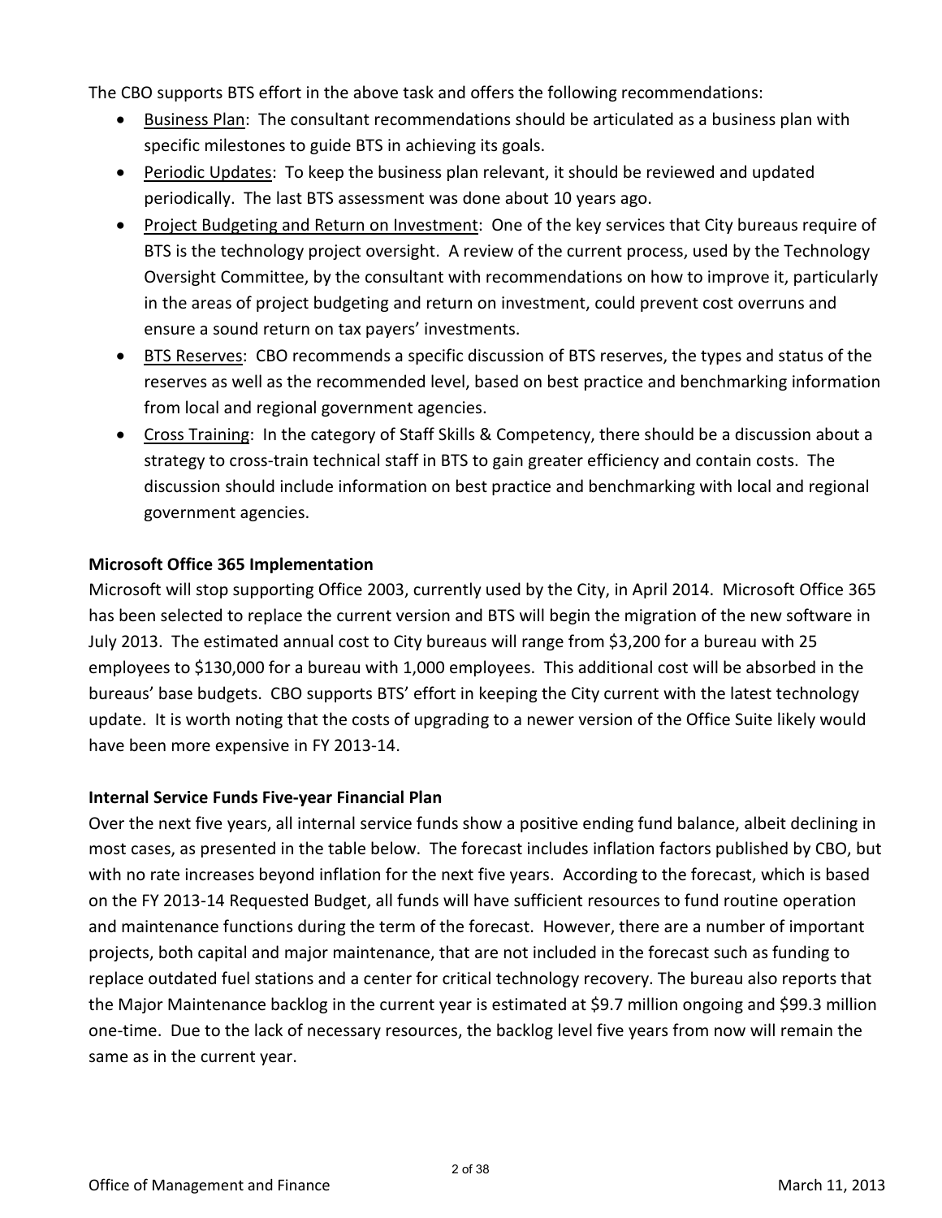The CBO supports BTS effort in the above task and offers the following recommendations:

- Business Plan: The consultant recommendations should be articulated as a business plan with specific milestones to guide BTS in achieving its goals.
- Periodic Updates: To keep the business plan relevant, it should be reviewed and updated periodically. The last BTS assessment was done about 10 years ago.
- Project Budgeting and Return on Investment: One of the key services that City bureaus require of BTS is the technology project oversight. A review of the current process, used by the Technology Oversight Committee, by the consultant with recommendations on how to improve it, particularly in the areas of project budgeting and return on investment, could prevent cost overruns and ensure a sound return on tax payers' investments.
- BTS Reserves: CBO recommends a specific discussion of BTS reserves, the types and status of the reserves as well as the recommended level, based on best practice and benchmarking information from local and regional government agencies.
- Cross Training: In the category of Staff Skills & Competency, there should be a discussion about a strategy to cross-train technical staff in BTS to gain greater efficiency and contain costs. The discussion should include information on best practice and benchmarking with local and regional government agencies.

**Microsoft Office 365 Implementation**

Microsoft will stop supporting Office 2003, currently used by the City, in April 2014. Microsoft Office 365 has been selected to replace the current version and BTS will begin the migration of the new software in July 2013. The estimated annual cost to City bureaus will range from $3,200 for a bureau with 25 employees to $130,000 for a bureau with 1,000 employees. This additional cost will be absorbed in the bureaus' base budgets. CBO supports BTS' effort in keeping the City current with the latest technology update. It is worth noting that the costs of upgrading to a newer version of the Office Suite likely would have been more expensive in FY 2013-14.

**Internal Service Funds Five-year Financial Plan**

Over the next five years, all internal service funds show a positive ending fund balance, albeit declining in most cases, as presented in the table below. The forecast includes inflation factors published by CBO, but with no rate increases beyond inflation for the next five years. According to the forecast, which is based on the FY 2013-14 Requested Budget, all funds will have sufficient resources to fund routine operation and maintenance functions during the term of the forecast. However, there are a number of important projects, both capital and major maintenance, that are not included in the forecast such as funding to replace outdated fuel stations and a center for critical technology recovery. The bureau also reports that the Major Maintenance backlog in the current year is estimated at $9.7 million ongoing and $99.3 million one-time. Due to the lack of necessary resources, the backlog level five years from now will remain the same as in the current year.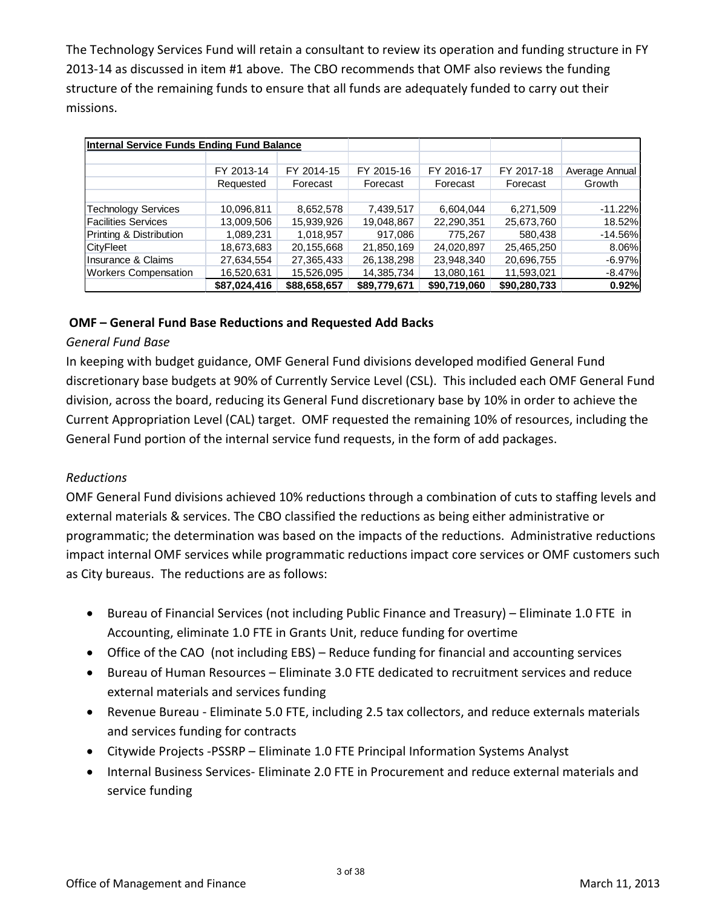The Technology Services Fund will retain a consultant to review its operation and funding structure in FY 2013-14 as discussed in item #1 above. The CBO recommends that OMF also reviews the funding structure of the remaining funds to ensure that all funds are adequately funded to carry out their missions.

| **Internal Service Funds Ending Fund Balance** | | | | | | |
|---|---|---|---|---|---|---|
| | FY 2013-14 Requested | FY 2014-15 Forecast | FY 2015-16 Forecast | FY 2016-17 Forecast | FY 2017-18 Forecast | Average Annual Growth |
| Technology Services | 10,096,811 | 8,652,578 | 7,439,517 | 6,604,044 | 6,271,509 | -11.22% |
| Facilities Services | 13,009,506 | 15,939,926 | 19,048,867 | 22,290,351 | 25,673,760 | 18.52% |
| Printing & Distribution | 1,089,231 | 1,018,957 | 917,086 | 775,267 | 580,438 | -14.56% |
| CityFleet | 18,673,683 | 20,155,668 | 21,850,169 | 24,020,897 | 25,465,250 | 8.06% |
| Insurance & Claims | 27,634,554 | 27,365,433 | 26,138,298 | 23,948,340 | 20,696,755 | -6.97% |
| Workers Compensation | 16,520,631 | 15,526,095 | 14,385,734 | 13,080,161 | 11,593,021 | -8.47% |
| | **$87,024,416** | **$88,658,657** | **$89,779,671** | **$90,719,060** | **$90,280,733** | **0.92%** |

**OMF – General Fund Base Reductions and Requested Add Backs**

*General Fund Base*

In keeping with budget guidance, OMF General Fund divisions developed modified General Fund discretionary base budgets at 90% of Currently Service Level (CSL). This included each OMF General Fund division, across the board, reducing its General Fund discretionary base by 10% in order to achieve the Current Appropriation Level (CAL) target. OMF requested the remaining 10% of resources, including the General Fund portion of the internal service fund requests, in the form of add packages.

*Reductions*

OMF General Fund divisions achieved 10% reductions through a combination of cuts to staffing levels and external materials & services. The CBO classified the reductions as being either administrative or programmatic; the determination was based on the impacts of the reductions. Administrative reductions impact internal OMF services while programmatic reductions impact core services or OMF customers such as City bureaus. The reductions are as follows:

- Bureau of Financial Services (not including Public Finance and Treasury) – Eliminate 1.0 FTE in Accounting, eliminate 1.0 FTE in Grants Unit, reduce funding for overtime
- Office of the CAO (not including EBS) – Reduce funding for financial and accounting services
- Bureau of Human Resources – Eliminate 3.0 FTE dedicated to recruitment services and reduce external materials and services funding
- Revenue Bureau - Eliminate 5.0 FTE, including 2.5 tax collectors, and reduce externals materials and services funding for contracts
- Citywide Projects -PSSRP – Eliminate 1.0 FTE Principal Information Systems Analyst
- Internal Business Services- Eliminate 2.0 FTE in Procurement and reduce external materials and service funding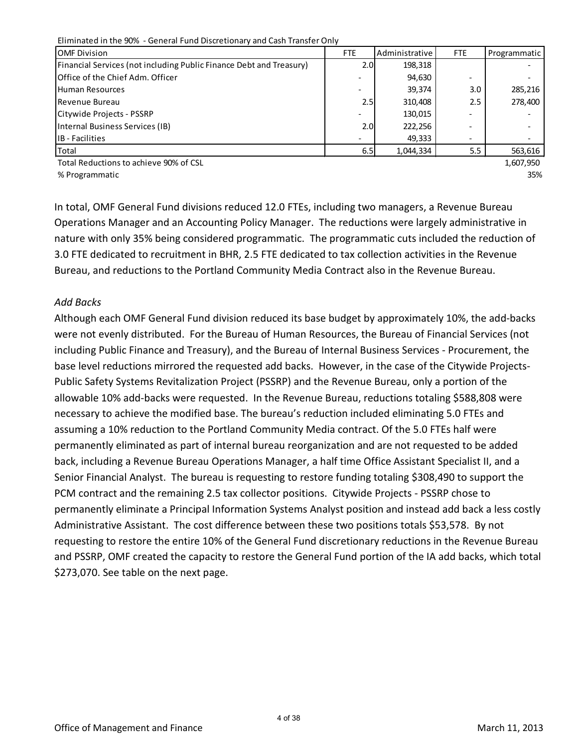Eliminated in the 90% - General Fund Discretionary and Cash Transfer Only

| OMF Division | FTE | Administrative | FTE | Programmatic |
|---|---|---|---|---|
| Financial Services (not including Public Finance Debt and Treasury) | 2.0 | 198,318 | | - |
| Office of the Chief Adm. Officer | - | 94,630 | - | - |
| Human Resources | - | 39,374 | 3.0 | 285,216 |
| Revenue Bureau | 2.5 | 310,408 | 2.5 | 278,400 |
| Citywide Projects - PSSRP | - | 130,015 | - | - |
| Internal Business Services (IB) | 2.0 | 222,256 | - | - |
| IB - Facilities | - | 49,333 | - | - |
| Total | 6.5 | 1,044,334 | 5.5 | 563,616 |
| Total Reductions to achieve 90% of CSL | | | | 1,607,950 |
| % Programmatic | | | | 35% |

In total, OMF General Fund divisions reduced 12.0 FTEs, including two managers, a Revenue Bureau Operations Manager and an Accounting Policy Manager. The reductions were largely administrative in nature with only 35% being considered programmatic. The programmatic cuts included the reduction of 3.0 FTE dedicated to recruitment in BHR, 2.5 FTE dedicated to tax collection activities in the Revenue Bureau, and reductions to the Portland Community Media Contract also in the Revenue Bureau.

*Add Backs*

Although each OMF General Fund division reduced its base budget by approximately 10%, the add-backs were not evenly distributed. For the Bureau of Human Resources, the Bureau of Financial Services (not including Public Finance and Treasury), and the Bureau of Internal Business Services - Procurement, the base level reductions mirrored the requested add backs. However, in the case of the Citywide Projects-Public Safety Systems Revitalization Project (PSSRP) and the Revenue Bureau, only a portion of the allowable 10% add-backs were requested. In the Revenue Bureau, reductions totaling $588,808 were necessary to achieve the modified base. The bureau's reduction included eliminating 5.0 FTEs and assuming a 10% reduction to the Portland Community Media contract. Of the 5.0 FTEs half were permanently eliminated as part of internal bureau reorganization and are not requested to be added back, including a Revenue Bureau Operations Manager, a half time Office Assistant Specialist II, and a Senior Financial Analyst. The bureau is requesting to restore funding totaling $308,490 to support the PCM contract and the remaining 2.5 tax collector positions. Citywide Projects - PSSRP chose to permanently eliminate a Principal Information Systems Analyst position and instead add back a less costly Administrative Assistant. The cost difference between these two positions totals $53,578. By not requesting to restore the entire 10% of the General Fund discretionary reductions in the Revenue Bureau and PSSRP, OMF created the capacity to restore the General Fund portion of the IA add backs, which total $273,070. See table on the next page.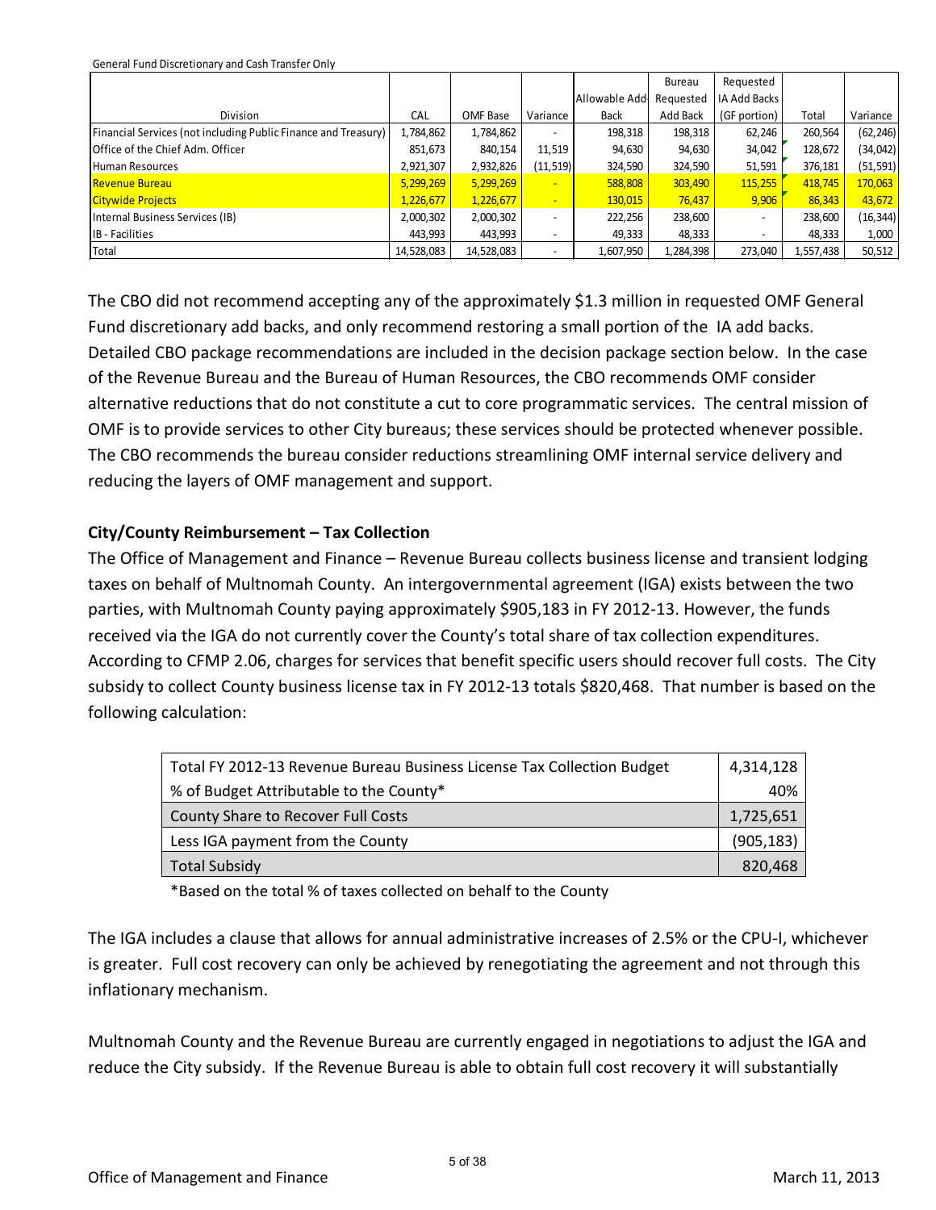General Fund Discretionary and Cash Transfer Only

| Division | CAL | OMF Base | Variance | Allowable Add Back | Bureau Requested Add Back | Requested IA Add Backs (GF portion) | Total | Variance |
|---|---|---|---|---|---|---|---|---|
| Financial Services (not including Public Finance and Treasury) | 1,784,862 | 1,784,862 | - | 198,318 | 198,318 | 62,246 | 260,564 | (62,246) |
| Office of the Chief Adm. Officer | 851,673 | 840,154 | 11,519 | 94,630 | 94,630 | 34,042 | 128,672 | (34,042) |
| Human Resources | 2,921,307 | 2,932,826 | (11,519) | 324,590 | 324,590 | 51,591 | 376,181 | (51,591) |
| Revenue Bureau | 5,299,269 | 5,299,269 | - | 588,808 | 303,490 | 115,255 | 418,745 | 170,063 |
| Citywide Projects | 1,226,677 | 1,226,677 | - | 130,015 | 76,437 | 9,906 | 86,343 | 43,672 |
| Internal Business Services (IB) | 2,000,302 | 2,000,302 | - | 222,256 | 238,600 | - | 238,600 | (16,344) |
| IB - Facilities | 443,993 | 443,993 | - | 49,333 | 48,333 | - | 48,333 | 1,000 |
| Total | 14,528,083 | 14,528,083 | - | 1,607,950 | 1,284,398 | 273,040 | 1,557,438 | 50,512 |

The CBO did not recommend accepting any of the approximately $1.3 million in requested OMF General Fund discretionary add backs, and only recommend restoring a small portion of the IA add backs. Detailed CBO package recommendations are included in the decision package section below. In the case of the Revenue Bureau and the Bureau of Human Resources, the CBO recommends OMF consider alternative reductions that do not constitute a cut to core programmatic services. The central mission of OMF is to provide services to other City bureaus; these services should be protected whenever possible. The CBO recommends the bureau consider reductions streamlining OMF internal service delivery and reducing the layers of OMF management and support.

### City/County Reimbursement – Tax Collection

The Office of Management and Finance – Revenue Bureau collects business license and transient lodging taxes on behalf of Multnomah County. An intergovernmental agreement (IGA) exists between the two parties, with Multnomah County paying approximately $905,183 in FY 2012-13. However, the funds received via the IGA do not currently cover the County's total share of tax collection expenditures. According to CFMP 2.06, charges for services that benefit specific users should recover full costs. The City subsidy to collect County business license tax in FY 2012-13 totals $820,468. That number is based on the following calculation:

| | |
|---|---|
| Total FY 2012-13 Revenue Bureau Business License Tax Collection Budget | 4,314,128 |
| % of Budget Attributable to the County* | 40% |
| County Share to Recover Full Costs | 1,725,651 |
| Less IGA payment from the County | (905,183) |
| Total Subsidy | 820,468 |

*Based on the total % of taxes collected on behalf to the County

The IGA includes a clause that allows for annual administrative increases of 2.5% or the CPU-I, whichever is greater. Full cost recovery can only be achieved by renegotiating the agreement and not through this inflationary mechanism.

Multnomah County and the Revenue Bureau are currently engaged in negotiations to adjust the IGA and reduce the City subsidy. If the Revenue Bureau is able to obtain full cost recovery it will substantially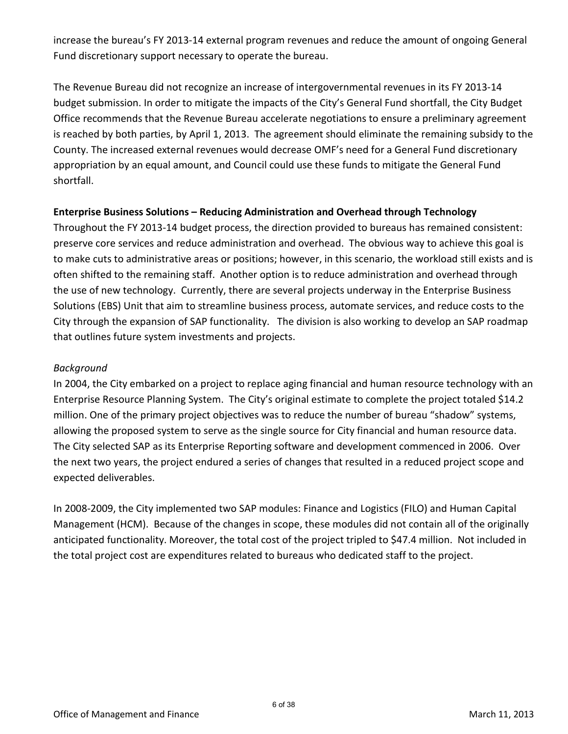increase the bureau's FY 2013-14 external program revenues and reduce the amount of ongoing General Fund discretionary support necessary to operate the bureau.

The Revenue Bureau did not recognize an increase of intergovernmental revenues in its FY 2013-14 budget submission. In order to mitigate the impacts of the City's General Fund shortfall, the City Budget Office recommends that the Revenue Bureau accelerate negotiations to ensure a preliminary agreement is reached by both parties, by April 1, 2013. The agreement should eliminate the remaining subsidy to the County. The increased external revenues would decrease OMF's need for a General Fund discretionary appropriation by an equal amount, and Council could use these funds to mitigate the General Fund shortfall.

**Enterprise Business Solutions – Reducing Administration and Overhead through Technology**

Throughout the FY 2013-14 budget process, the direction provided to bureaus has remained consistent: preserve core services and reduce administration and overhead. The obvious way to achieve this goal is to make cuts to administrative areas or positions; however, in this scenario, the workload still exists and is often shifted to the remaining staff. Another option is to reduce administration and overhead through the use of new technology. Currently, there are several projects underway in the Enterprise Business Solutions (EBS) Unit that aim to streamline business process, automate services, and reduce costs to the City through the expansion of SAP functionality. The division is also working to develop an SAP roadmap that outlines future system investments and projects.

*Background*

In 2004, the City embarked on a project to replace aging financial and human resource technology with an Enterprise Resource Planning System. The City's original estimate to complete the project totaled $14.2 million. One of the primary project objectives was to reduce the number of bureau "shadow" systems, allowing the proposed system to serve as the single source for City financial and human resource data. The City selected SAP as its Enterprise Reporting software and development commenced in 2006. Over the next two years, the project endured a series of changes that resulted in a reduced project scope and expected deliverables.

In 2008-2009, the City implemented two SAP modules: Finance and Logistics (FILO) and Human Capital Management (HCM). Because of the changes in scope, these modules did not contain all of the originally anticipated functionality. Moreover, the total cost of the project tripled to $47.4 million. Not included in the total project cost are expenditures related to bureaus who dedicated staff to the project.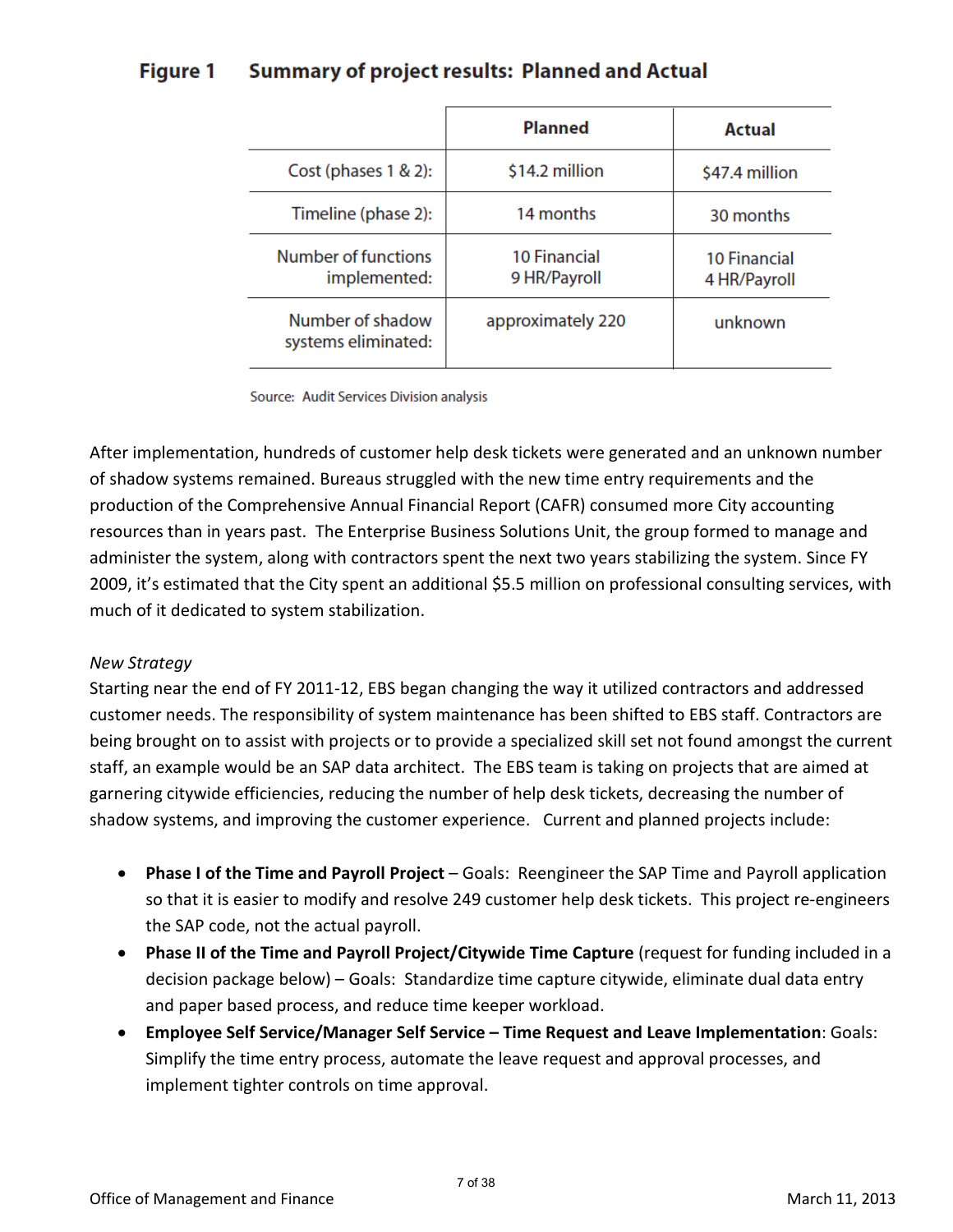**Figure 1 Summary of project results: Planned and Actual**

| | Planned | Actual |
|---|---|---|
| Cost (phases 1 & 2): | $14.2 million | $47.4 million |
| Timeline (phase 2): | 14 months | 30 months |
| Number of functions implemented: | 10 Financial<br>9 HR/Payroll | 10 Financial<br>4 HR/Payroll |
| Number of shadow systems eliminated: | approximately 220 | unknown |

Source: Audit Services Division analysis

After implementation, hundreds of customer help desk tickets were generated and an unknown number of shadow systems remained. Bureaus struggled with the new time entry requirements and the production of the Comprehensive Annual Financial Report (CAFR) consumed more City accounting resources than in years past. The Enterprise Business Solutions Unit, the group formed to manage and administer the system, along with contractors spent the next two years stabilizing the system. Since FY 2009, it's estimated that the City spent an additional $5.5 million on professional consulting services, with much of it dedicated to system stabilization.

*New Strategy*

Starting near the end of FY 2011-12, EBS began changing the way it utilized contractors and addressed customer needs. The responsibility of system maintenance has been shifted to EBS staff. Contractors are being brought on to assist with projects or to provide a specialized skill set not found amongst the current staff, an example would be an SAP data architect. The EBS team is taking on projects that are aimed at garnering citywide efficiencies, reducing the number of help desk tickets, decreasing the number of shadow systems, and improving the customer experience. Current and planned projects include:

- **Phase I of the Time and Payroll Project** – Goals: Reengineer the SAP Time and Payroll application so that it is easier to modify and resolve 249 customer help desk tickets. This project re-engineers the SAP code, not the actual payroll.
- **Phase II of the Time and Payroll Project/Citywide Time Capture** (request for funding included in a decision package below) – Goals: Standardize time capture citywide, eliminate dual data entry and paper based process, and reduce time keeper workload.
- **Employee Self Service/Manager Self Service – Time Request and Leave Implementation**: Goals: Simplify the time entry process, automate the leave request and approval processes, and implement tighter controls on time approval.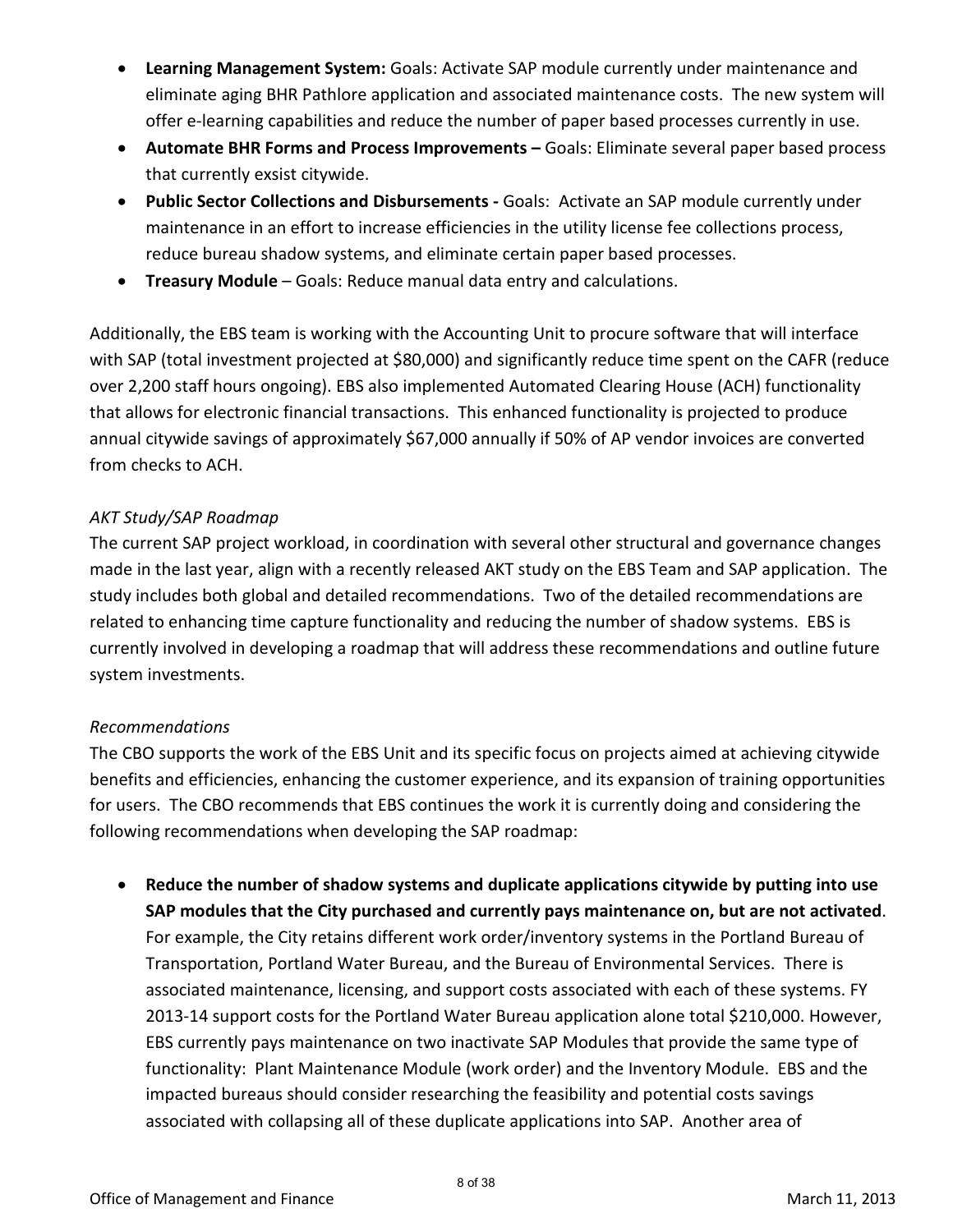- **Learning Management System:** Goals: Activate SAP module currently under maintenance and eliminate aging BHR Pathlore application and associated maintenance costs. The new system will offer e-learning capabilities and reduce the number of paper based processes currently in use.
- **Automate BHR Forms and Process Improvements –** Goals: Eliminate several paper based process that currently exsist citywide.
- **Public Sector Collections and Disbursements -** Goals: Activate an SAP module currently under maintenance in an effort to increase efficiencies in the utility license fee collections process, reduce bureau shadow systems, and eliminate certain paper based processes.
- **Treasury Module** – Goals: Reduce manual data entry and calculations.

Additionally, the EBS team is working with the Accounting Unit to procure software that will interface with SAP (total investment projected at $80,000) and significantly reduce time spent on the CAFR (reduce over 2,200 staff hours ongoing). EBS also implemented Automated Clearing House (ACH) functionality that allows for electronic financial transactions. This enhanced functionality is projected to produce annual citywide savings of approximately $67,000 annually if 50% of AP vendor invoices are converted from checks to ACH.

*AKT Study/SAP Roadmap*

The current SAP project workload, in coordination with several other structural and governance changes made in the last year, align with a recently released AKT study on the EBS Team and SAP application. The study includes both global and detailed recommendations. Two of the detailed recommendations are related to enhancing time capture functionality and reducing the number of shadow systems. EBS is currently involved in developing a roadmap that will address these recommendations and outline future system investments.

*Recommendations*

The CBO supports the work of the EBS Unit and its specific focus on projects aimed at achieving citywide benefits and efficiencies, enhancing the customer experience, and its expansion of training opportunities for users. The CBO recommends that EBS continues the work it is currently doing and considering the following recommendations when developing the SAP roadmap:

- **Reduce the number of shadow systems and duplicate applications citywide by putting into use SAP modules that the City purchased and currently pays maintenance on, but are not activated**. For example, the City retains different work order/inventory systems in the Portland Bureau of Transportation, Portland Water Bureau, and the Bureau of Environmental Services. There is associated maintenance, licensing, and support costs associated with each of these systems. FY 2013-14 support costs for the Portland Water Bureau application alone total $210,000. However, EBS currently pays maintenance on two inactivate SAP Modules that provide the same type of functionality: Plant Maintenance Module (work order) and the Inventory Module. EBS and the impacted bureaus should consider researching the feasibility and potential costs savings associated with collapsing all of these duplicate applications into SAP. Another area of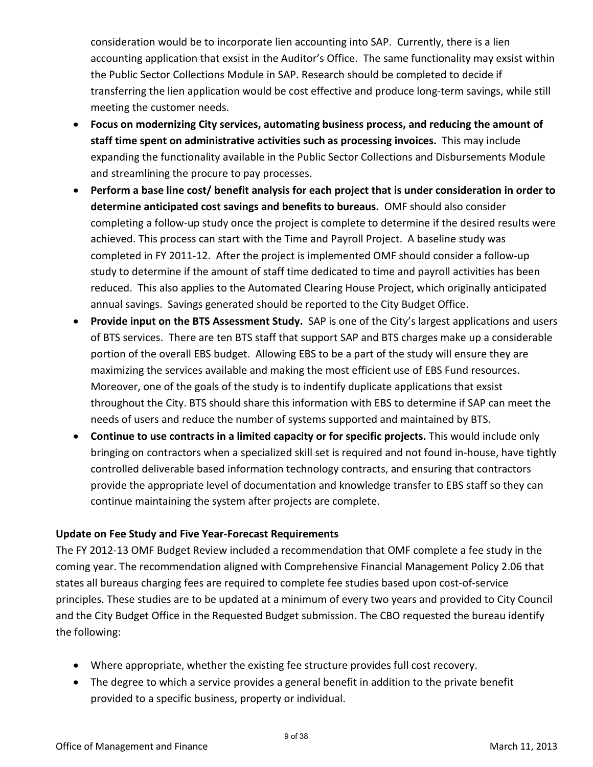consideration would be to incorporate lien accounting into SAP. Currently, there is a lien accounting application that exsist in the Auditor's Office. The same functionality may exsist within the Public Sector Collections Module in SAP. Research should be completed to decide if transferring the lien application would be cost effective and produce long-term savings, while still meeting the customer needs.

- **Focus on modernizing City services, automating business process, and reducing the amount of staff time spent on administrative activities such as processing invoices.** This may include expanding the functionality available in the Public Sector Collections and Disbursements Module and streamlining the procure to pay processes.
- **Perform a base line cost/ benefit analysis for each project that is under consideration in order to determine anticipated cost savings and benefits to bureaus.** OMF should also consider completing a follow-up study once the project is complete to determine if the desired results were achieved. This process can start with the Time and Payroll Project. A baseline study was completed in FY 2011-12. After the project is implemented OMF should consider a follow-up study to determine if the amount of staff time dedicated to time and payroll activities has been reduced. This also applies to the Automated Clearing House Project, which originally anticipated annual savings. Savings generated should be reported to the City Budget Office.
- **Provide input on the BTS Assessment Study.** SAP is one of the City's largest applications and users of BTS services. There are ten BTS staff that support SAP and BTS charges make up a considerable portion of the overall EBS budget. Allowing EBS to be a part of the study will ensure they are maximizing the services available and making the most efficient use of EBS Fund resources. Moreover, one of the goals of the study is to indentify duplicate applications that exsist throughout the City. BTS should share this information with EBS to determine if SAP can meet the needs of users and reduce the number of systems supported and maintained by BTS.
- **Continue to use contracts in a limited capacity or for specific projects.** This would include only bringing on contractors when a specialized skill set is required and not found in-house, have tightly controlled deliverable based information technology contracts, and ensuring that contractors provide the appropriate level of documentation and knowledge transfer to EBS staff so they can continue maintaining the system after projects are complete.

**Update on Fee Study and Five Year-Forecast Requirements**

The FY 2012-13 OMF Budget Review included a recommendation that OMF complete a fee study in the coming year. The recommendation aligned with Comprehensive Financial Management Policy 2.06 that states all bureaus charging fees are required to complete fee studies based upon cost-of-service principles. These studies are to be updated at a minimum of every two years and provided to City Council and the City Budget Office in the Requested Budget submission. The CBO requested the bureau identify the following:

- Where appropriate, whether the existing fee structure provides full cost recovery.
- The degree to which a service provides a general benefit in addition to the private benefit provided to a specific business, property or individual.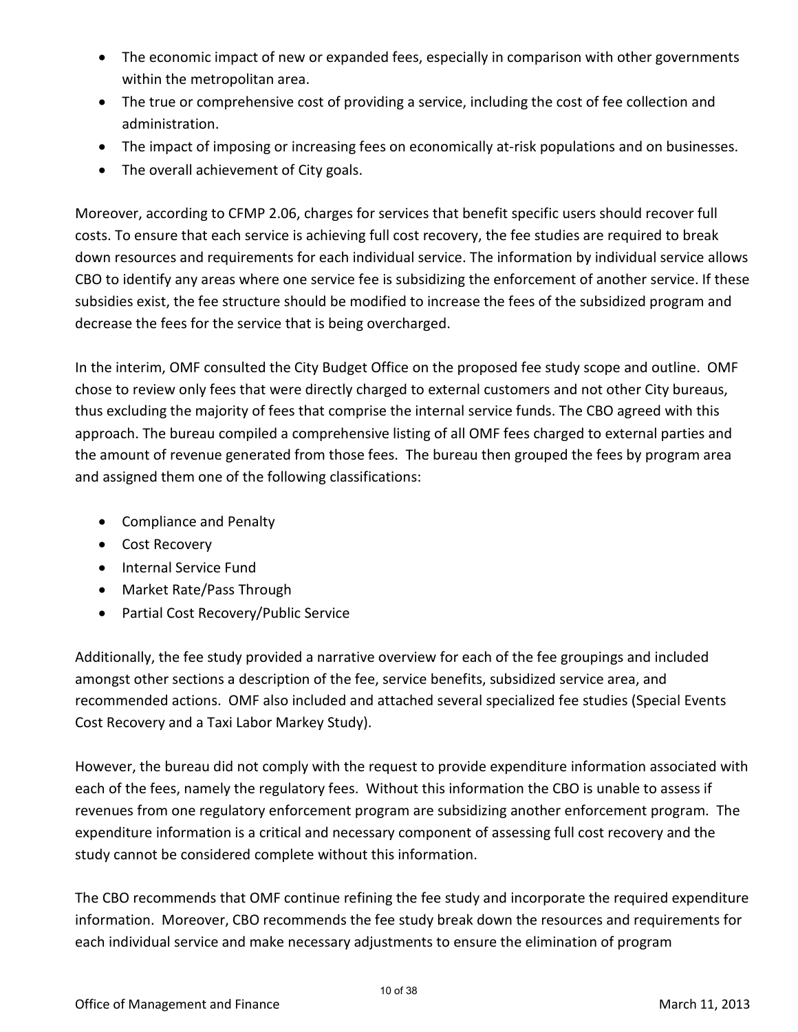- The economic impact of new or expanded fees, especially in comparison with other governments within the metropolitan area.
- The true or comprehensive cost of providing a service, including the cost of fee collection and administration.
- The impact of imposing or increasing fees on economically at-risk populations and on businesses.
- The overall achievement of City goals.

Moreover, according to CFMP 2.06, charges for services that benefit specific users should recover full costs. To ensure that each service is achieving full cost recovery, the fee studies are required to break down resources and requirements for each individual service. The information by individual service allows CBO to identify any areas where one service fee is subsidizing the enforcement of another service. If these subsidies exist, the fee structure should be modified to increase the fees of the subsidized program and decrease the fees for the service that is being overcharged.

In the interim, OMF consulted the City Budget Office on the proposed fee study scope and outline. OMF chose to review only fees that were directly charged to external customers and not other City bureaus, thus excluding the majority of fees that comprise the internal service funds. The CBO agreed with this approach. The bureau compiled a comprehensive listing of all OMF fees charged to external parties and the amount of revenue generated from those fees. The bureau then grouped the fees by program area and assigned them one of the following classifications:

- Compliance and Penalty
- Cost Recovery
- Internal Service Fund
- Market Rate/Pass Through
- Partial Cost Recovery/Public Service

Additionally, the fee study provided a narrative overview for each of the fee groupings and included amongst other sections a description of the fee, service benefits, subsidized service area, and recommended actions. OMF also included and attached several specialized fee studies (Special Events Cost Recovery and a Taxi Labor Markey Study).

However, the bureau did not comply with the request to provide expenditure information associated with each of the fees, namely the regulatory fees. Without this information the CBO is unable to assess if revenues from one regulatory enforcement program are subsidizing another enforcement program. The expenditure information is a critical and necessary component of assessing full cost recovery and the study cannot be considered complete without this information.

The CBO recommends that OMF continue refining the fee study and incorporate the required expenditure information. Moreover, CBO recommends the fee study break down the resources and requirements for each individual service and make necessary adjustments to ensure the elimination of program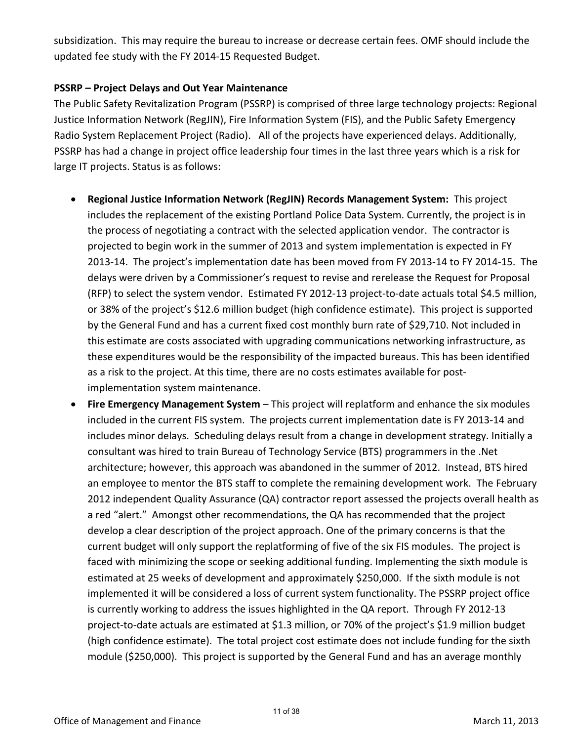subsidization. This may require the bureau to increase or decrease certain fees. OMF should include the updated fee study with the FY 2014-15 Requested Budget.

**PSSRP – Project Delays and Out Year Maintenance**

The Public Safety Revitalization Program (PSSRP) is comprised of three large technology projects: Regional Justice Information Network (RegJIN), Fire Information System (FIS), and the Public Safety Emergency Radio System Replacement Project (Radio). All of the projects have experienced delays. Additionally, PSSRP has had a change in project office leadership four times in the last three years which is a risk for large IT projects. Status is as follows:

- **Regional Justice Information Network (RegJIN) Records Management System:** This project includes the replacement of the existing Portland Police Data System. Currently, the project is in the process of negotiating a contract with the selected application vendor. The contractor is projected to begin work in the summer of 2013 and system implementation is expected in FY 2013-14. The project's implementation date has been moved from FY 2013-14 to FY 2014-15. The delays were driven by a Commissioner's request to revise and rerelease the Request for Proposal (RFP) to select the system vendor. Estimated FY 2012-13 project-to-date actuals total $4.5 million, or 38% of the project's $12.6 million budget (high confidence estimate). This project is supported by the General Fund and has a current fixed cost monthly burn rate of $29,710. Not included in this estimate are costs associated with upgrading communications networking infrastructure, as these expenditures would be the responsibility of the impacted bureaus. This has been identified as a risk to the project. At this time, there are no costs estimates available for post-implementation system maintenance.
- **Fire Emergency Management System** – This project will replatform and enhance the six modules included in the current FIS system. The projects current implementation date is FY 2013-14 and includes minor delays. Scheduling delays result from a change in development strategy. Initially a consultant was hired to train Bureau of Technology Service (BTS) programmers in the .Net architecture; however, this approach was abandoned in the summer of 2012. Instead, BTS hired an employee to mentor the BTS staff to complete the remaining development work. The February 2012 independent Quality Assurance (QA) contractor report assessed the projects overall health as a red "alert." Amongst other recommendations, the QA has recommended that the project develop a clear description of the project approach. One of the primary concerns is that the current budget will only support the replatforming of five of the six FIS modules. The project is faced with minimizing the scope or seeking additional funding. Implementing the sixth module is estimated at 25 weeks of development and approximately $250,000. If the sixth module is not implemented it will be considered a loss of current system functionality. The PSSRP project office is currently working to address the issues highlighted in the QA report. Through FY 2012-13 project-to-date actuals are estimated at $1.3 million, or 70% of the project's $1.9 million budget (high confidence estimate). The total project cost estimate does not include funding for the sixth module ($250,000). This project is supported by the General Fund and has an average monthly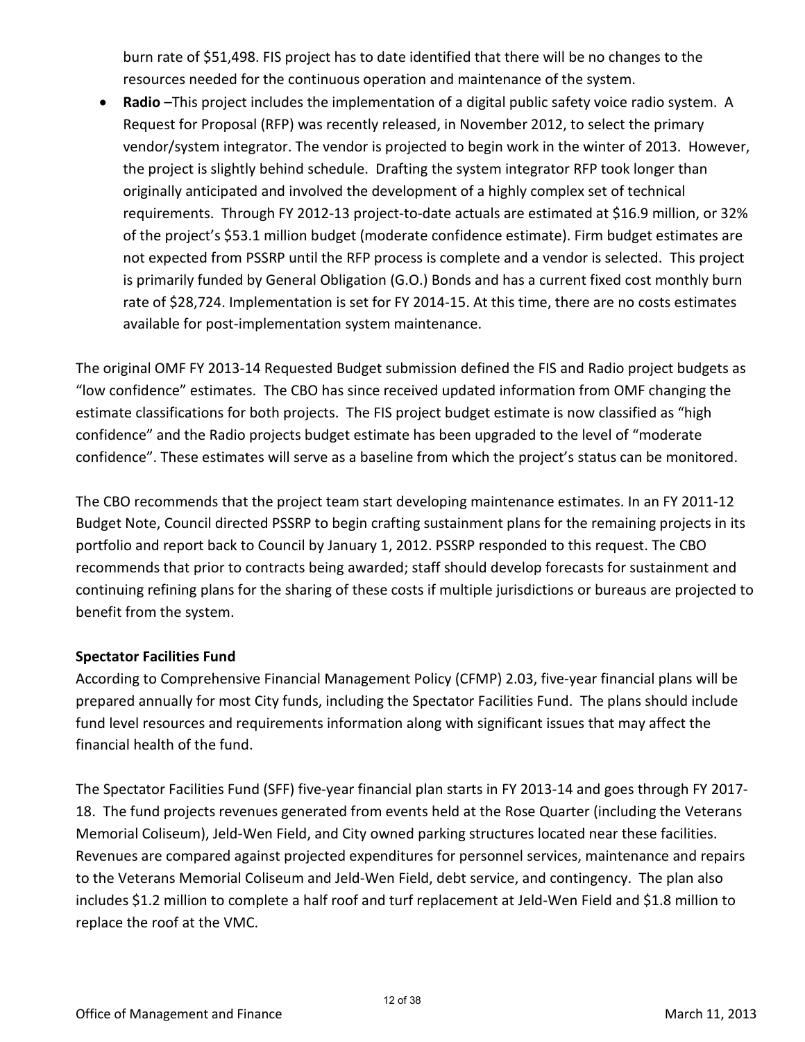burn rate of $51,498. FIS project has to date identified that there will be no changes to the resources needed for the continuous operation and maintenance of the system.

- **Radio** –This project includes the implementation of a digital public safety voice radio system. A Request for Proposal (RFP) was recently released, in November 2012, to select the primary vendor/system integrator. The vendor is projected to begin work in the winter of 2013. However, the project is slightly behind schedule. Drafting the system integrator RFP took longer than originally anticipated and involved the development of a highly complex set of technical requirements. Through FY 2012-13 project-to-date actuals are estimated at $16.9 million, or 32% of the project's $53.1 million budget (moderate confidence estimate). Firm budget estimates are not expected from PSSRP until the RFP process is complete and a vendor is selected. This project is primarily funded by General Obligation (G.O.) Bonds and has a current fixed cost monthly burn rate of $28,724. Implementation is set for FY 2014-15. At this time, there are no costs estimates available for post-implementation system maintenance.

The original OMF FY 2013-14 Requested Budget submission defined the FIS and Radio project budgets as "low confidence" estimates. The CBO has since received updated information from OMF changing the estimate classifications for both projects. The FIS project budget estimate is now classified as "high confidence" and the Radio projects budget estimate has been upgraded to the level of "moderate confidence". These estimates will serve as a baseline from which the project's status can be monitored.

The CBO recommends that the project team start developing maintenance estimates. In an FY 2011-12 Budget Note, Council directed PSSRP to begin crafting sustainment plans for the remaining projects in its portfolio and report back to Council by January 1, 2012. PSSRP responded to this request. The CBO recommends that prior to contracts being awarded; staff should develop forecasts for sustainment and continuing refining plans for the sharing of these costs if multiple jurisdictions or bureaus are projected to benefit from the system.

**Spectator Facilities Fund**

According to Comprehensive Financial Management Policy (CFMP) 2.03, five-year financial plans will be prepared annually for most City funds, including the Spectator Facilities Fund. The plans should include fund level resources and requirements information along with significant issues that may affect the financial health of the fund.

The Spectator Facilities Fund (SFF) five-year financial plan starts in FY 2013-14 and goes through FY 2017-18. The fund projects revenues generated from events held at the Rose Quarter (including the Veterans Memorial Coliseum), Jeld-Wen Field, and City owned parking structures located near these facilities. Revenues are compared against projected expenditures for personnel services, maintenance and repairs to the Veterans Memorial Coliseum and Jeld-Wen Field, debt service, and contingency. The plan also includes $1.2 million to complete a half roof and turf replacement at Jeld-Wen Field and $1.8 million to replace the roof at the VMC.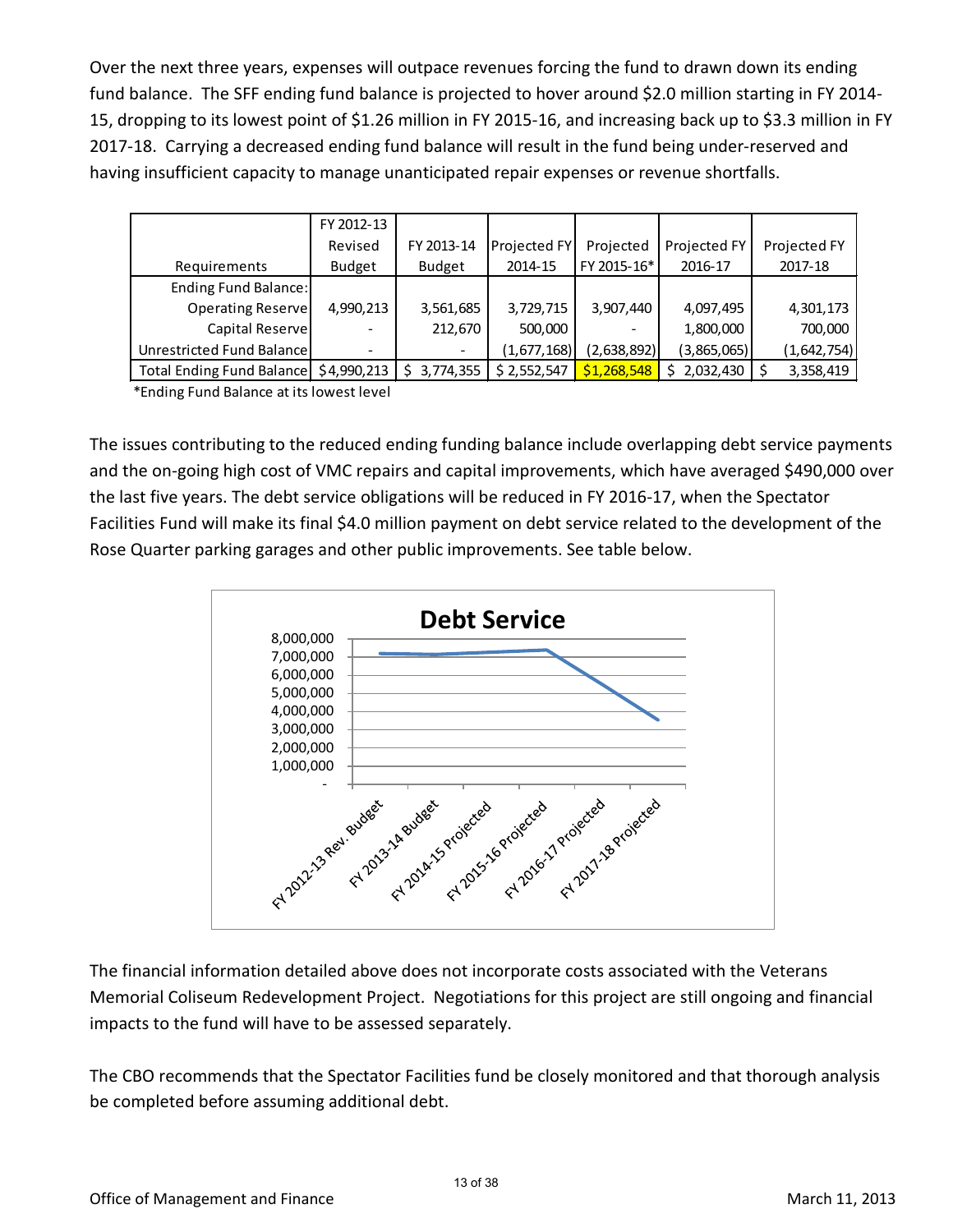Over the next three years, expenses will outpace revenues forcing the fund to drawn down its ending fund balance. The SFF ending fund balance is projected to hover around $2.0 million starting in FY 2014-15, dropping to its lowest point of $1.26 million in FY 2015-16, and increasing back up to $3.3 million in FY 2017-18. Carrying a decreased ending fund balance will result in the fund being under-reserved and having insufficient capacity to manage unanticipated repair expenses or revenue shortfalls.

| Requirements | FY 2012-13 Revised Budget | FY 2013-14 Budget | Projected FY 2014-15 | Projected FY 2015-16* | Projected FY 2016-17 | Projected FY 2017-18 |
|---|---|---|---|---|---|---|
| Ending Fund Balance: | | | | | | |
| Operating Reserve | 4,990,213 | 3,561,685 | 3,729,715 | 3,907,440 | 4,097,495 | 4,301,173 |
| Capital Reserve | - | 212,670 | 500,000 | - | 1,800,000 | 700,000 |
| Unrestricted Fund Balance | - | - | (1,677,168) | (2,638,892) | (3,865,065) | (1,642,754) |
| Total Ending Fund Balance | $4,990,213 | $ 3,774,355 | $ 2,552,547 | $1,268,548 | $ 2,032,430 | $ 3,358,419 |

*Ending Fund Balance at its lowest level

The issues contributing to the reduced ending funding balance include overlapping debt service payments and the on-going high cost of VMC repairs and capital improvements, which have averaged $490,000 over the last five years. The debt service obligations will be reduced in FY 2016-17, when the Spectator Facilities Fund will make its final $4.0 million payment on debt service related to the development of the Rose Quarter parking garages and other public improvements. See table below.

**Debt Service**

The financial information detailed above does not incorporate costs associated with the Veterans Memorial Coliseum Redevelopment Project. Negotiations for this project are still ongoing and financial impacts to the fund will have to be assessed separately.

The CBO recommends that the Spectator Facilities fund be closely monitored and that thorough analysis be completed before assuming additional debt.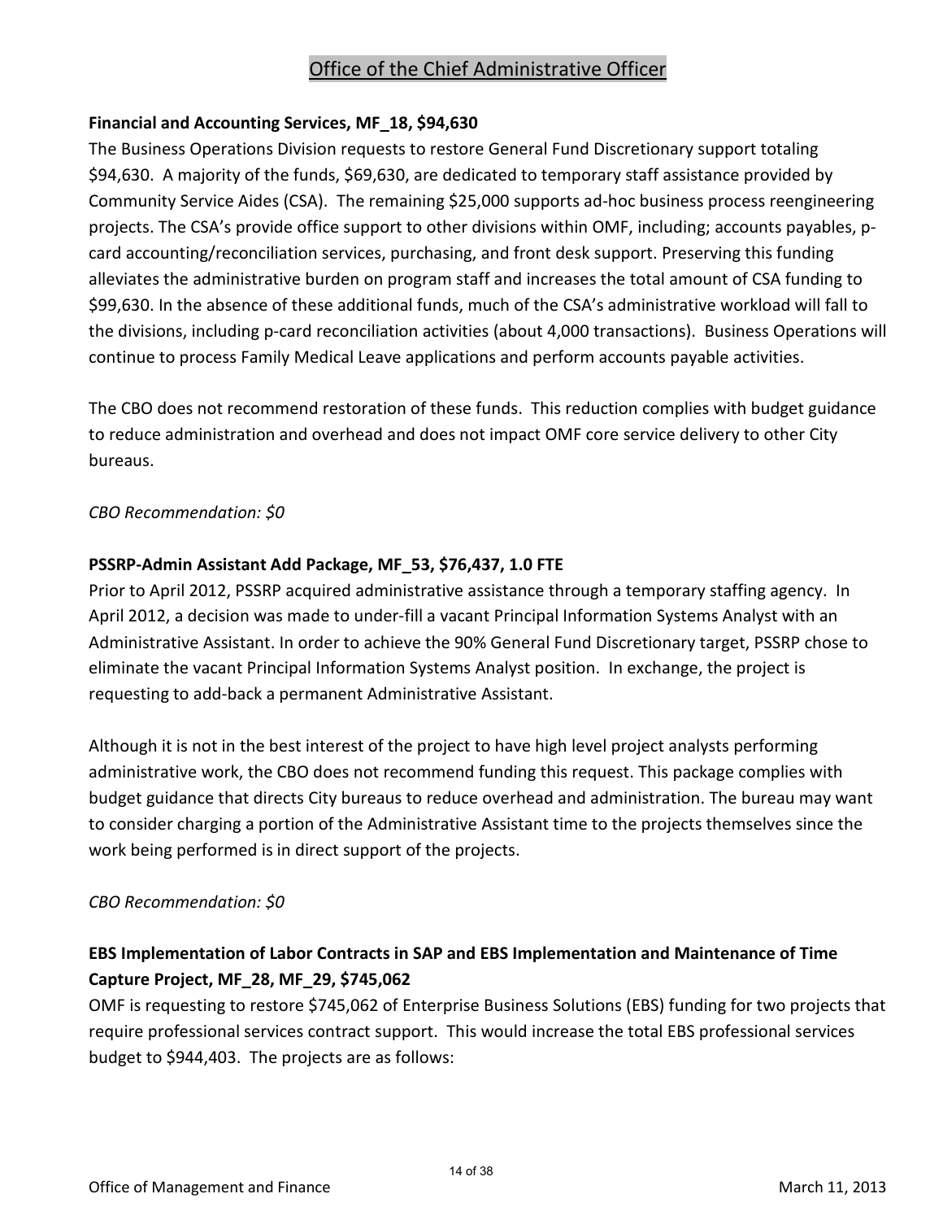## Office of the Chief Administrative Officer

**Financial and Accounting Services, MF_18, $94,630**

The Business Operations Division requests to restore General Fund Discretionary support totaling $94,630. A majority of the funds, $69,630, are dedicated to temporary staff assistance provided by Community Service Aides (CSA). The remaining $25,000 supports ad-hoc business process reengineering projects. The CSA's provide office support to other divisions within OMF, including; accounts payables, p-card accounting/reconciliation services, purchasing, and front desk support. Preserving this funding alleviates the administrative burden on program staff and increases the total amount of CSA funding to $99,630. In the absence of these additional funds, much of the CSA's administrative workload will fall to the divisions, including p-card reconciliation activities (about 4,000 transactions). Business Operations will continue to process Family Medical Leave applications and perform accounts payable activities.

The CBO does not recommend restoration of these funds. This reduction complies with budget guidance to reduce administration and overhead and does not impact OMF core service delivery to other City bureaus.

*CBO Recommendation: $0*

**PSSRP-Admin Assistant Add Package, MF_53, $76,437, 1.0 FTE**

Prior to April 2012, PSSRP acquired administrative assistance through a temporary staffing agency. In April 2012, a decision was made to under-fill a vacant Principal Information Systems Analyst with an Administrative Assistant. In order to achieve the 90% General Fund Discretionary target, PSSRP chose to eliminate the vacant Principal Information Systems Analyst position. In exchange, the project is requesting to add-back a permanent Administrative Assistant.

Although it is not in the best interest of the project to have high level project analysts performing administrative work, the CBO does not recommend funding this request. This package complies with budget guidance that directs City bureaus to reduce overhead and administration. The bureau may want to consider charging a portion of the Administrative Assistant time to the projects themselves since the work being performed is in direct support of the projects.

*CBO Recommendation: $0*

**EBS Implementation of Labor Contracts in SAP and EBS Implementation and Maintenance of Time Capture Project, MF_28, MF_29, $745,062**

OMF is requesting to restore $745,062 of Enterprise Business Solutions (EBS) funding for two projects that require professional services contract support. This would increase the total EBS professional services budget to $944,403. The projects are as follows: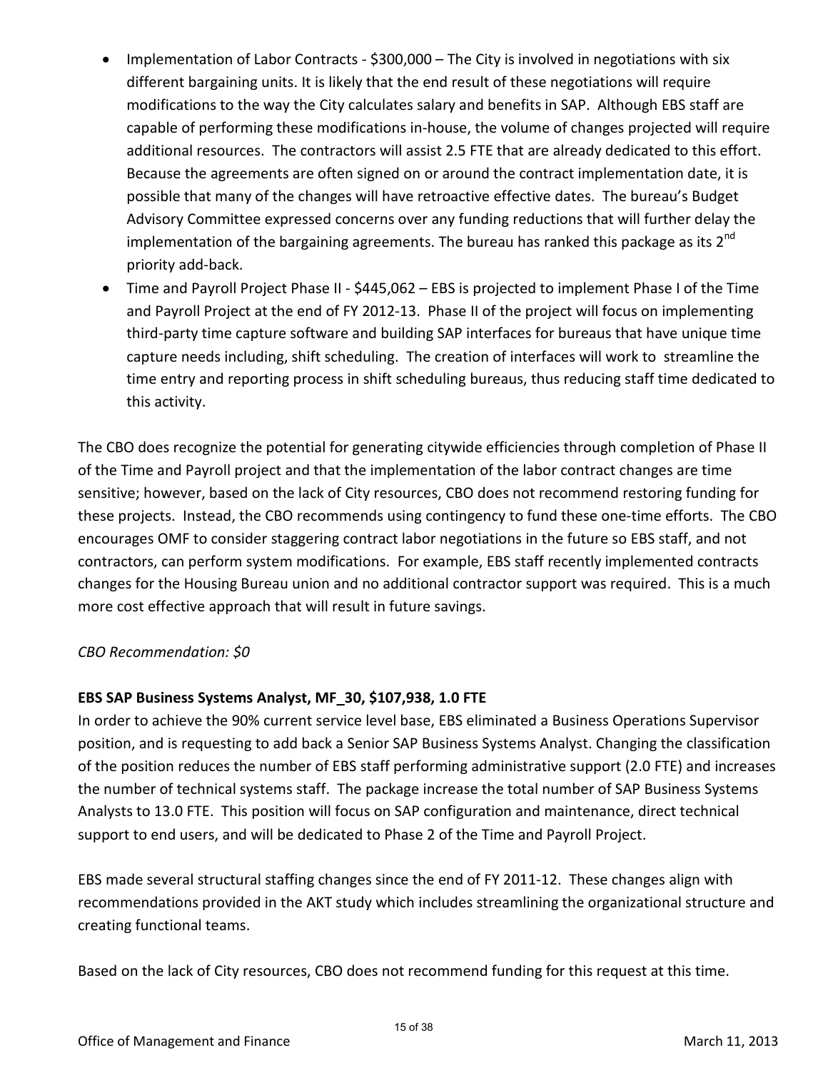- Implementation of Labor Contracts - $300,000 – The City is involved in negotiations with six different bargaining units. It is likely that the end result of these negotiations will require modifications to the way the City calculates salary and benefits in SAP. Although EBS staff are capable of performing these modifications in-house, the volume of changes projected will require additional resources. The contractors will assist 2.5 FTE that are already dedicated to this effort. Because the agreements are often signed on or around the contract implementation date, it is possible that many of the changes will have retroactive effective dates. The bureau's Budget Advisory Committee expressed concerns over any funding reductions that will further delay the implementation of the bargaining agreements. The bureau has ranked this package as its 2nd priority add-back.
- Time and Payroll Project Phase II - $445,062 – EBS is projected to implement Phase I of the Time and Payroll Project at the end of FY 2012-13. Phase II of the project will focus on implementing third-party time capture software and building SAP interfaces for bureaus that have unique time capture needs including, shift scheduling. The creation of interfaces will work to streamline the time entry and reporting process in shift scheduling bureaus, thus reducing staff time dedicated to this activity.

The CBO does recognize the potential for generating citywide efficiencies through completion of Phase II of the Time and Payroll project and that the implementation of the labor contract changes are time sensitive; however, based on the lack of City resources, CBO does not recommend restoring funding for these projects. Instead, the CBO recommends using contingency to fund these one-time efforts. The CBO encourages OMF to consider staggering contract labor negotiations in the future so EBS staff, and not contractors, can perform system modifications. For example, EBS staff recently implemented contracts changes for the Housing Bureau union and no additional contractor support was required. This is a much more cost effective approach that will result in future savings.

*CBO Recommendation: $0*

**EBS SAP Business Systems Analyst, MF_30, $107,938, 1.0 FTE**

In order to achieve the 90% current service level base, EBS eliminated a Business Operations Supervisor position, and is requesting to add back a Senior SAP Business Systems Analyst. Changing the classification of the position reduces the number of EBS staff performing administrative support (2.0 FTE) and increases the number of technical systems staff. The package increase the total number of SAP Business Systems Analysts to 13.0 FTE. This position will focus on SAP configuration and maintenance, direct technical support to end users, and will be dedicated to Phase 2 of the Time and Payroll Project.

EBS made several structural staffing changes since the end of FY 2011-12. These changes align with recommendations provided in the AKT study which includes streamlining the organizational structure and creating functional teams.

Based on the lack of City resources, CBO does not recommend funding for this request at this time.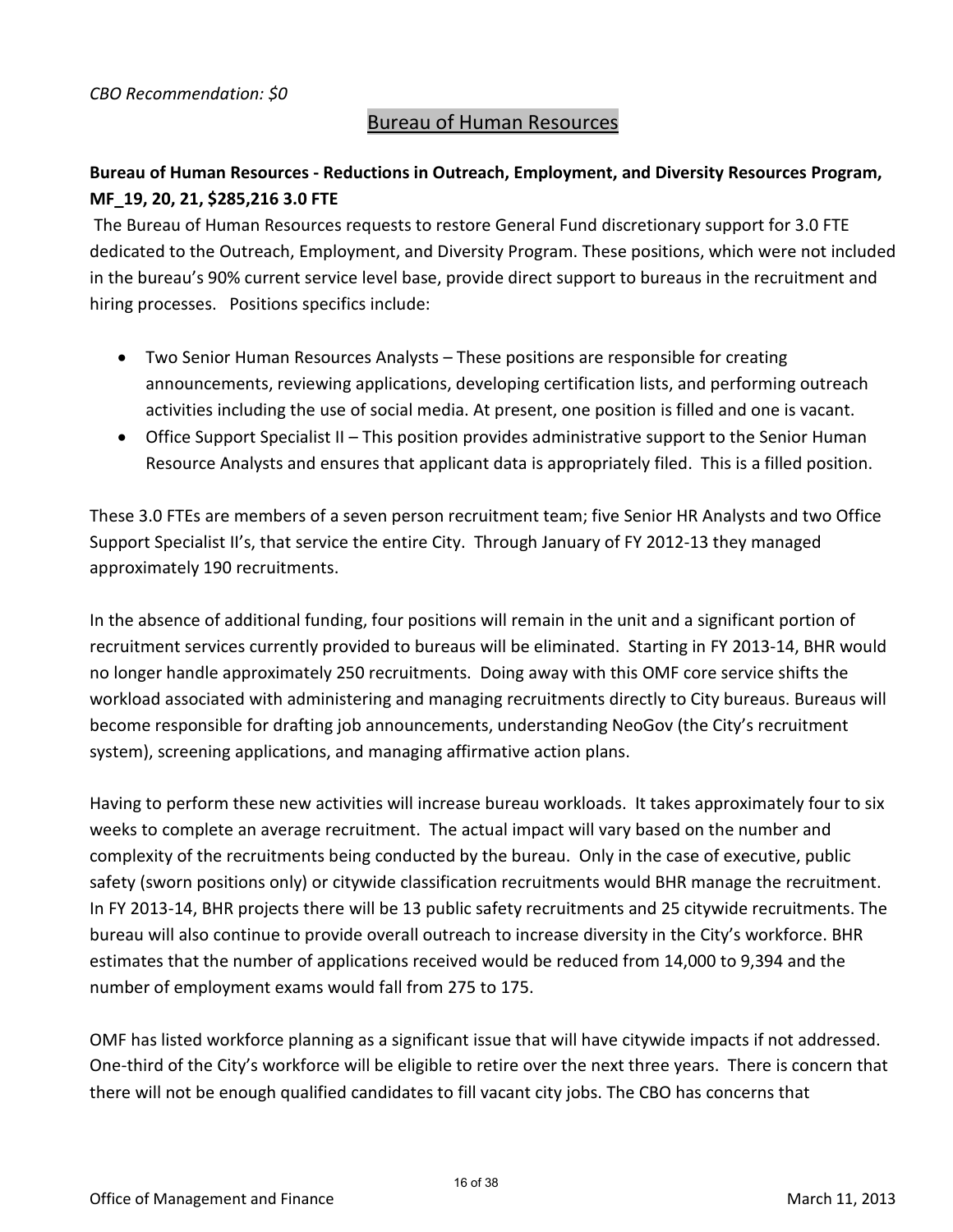*CBO Recommendation: $0*

## Bureau of Human Resources

**Bureau of Human Resources - Reductions in Outreach, Employment, and Diversity Resources Program, MF_19, 20, 21, $285,216 3.0 FTE**

The Bureau of Human Resources requests to restore General Fund discretionary support for 3.0 FTE dedicated to the Outreach, Employment, and Diversity Program. These positions, which were not included in the bureau's 90% current service level base, provide direct support to bureaus in the recruitment and hiring processes. Positions specifics include:

- Two Senior Human Resources Analysts – These positions are responsible for creating announcements, reviewing applications, developing certification lists, and performing outreach activities including the use of social media. At present, one position is filled and one is vacant.
- Office Support Specialist II – This position provides administrative support to the Senior Human Resource Analysts and ensures that applicant data is appropriately filed. This is a filled position.

These 3.0 FTEs are members of a seven person recruitment team; five Senior HR Analysts and two Office Support Specialist II's, that service the entire City. Through January of FY 2012-13 they managed approximately 190 recruitments.

In the absence of additional funding, four positions will remain in the unit and a significant portion of recruitment services currently provided to bureaus will be eliminated. Starting in FY 2013-14, BHR would no longer handle approximately 250 recruitments. Doing away with this OMF core service shifts the workload associated with administering and managing recruitments directly to City bureaus. Bureaus will become responsible for drafting job announcements, understanding NeoGov (the City's recruitment system), screening applications, and managing affirmative action plans.

Having to perform these new activities will increase bureau workloads. It takes approximately four to six weeks to complete an average recruitment. The actual impact will vary based on the number and complexity of the recruitments being conducted by the bureau. Only in the case of executive, public safety (sworn positions only) or citywide classification recruitments would BHR manage the recruitment. In FY 2013-14, BHR projects there will be 13 public safety recruitments and 25 citywide recruitments. The bureau will also continue to provide overall outreach to increase diversity in the City's workforce. BHR estimates that the number of applications received would be reduced from 14,000 to 9,394 and the number of employment exams would fall from 275 to 175.

OMF has listed workforce planning as a significant issue that will have citywide impacts if not addressed. One-third of the City's workforce will be eligible to retire over the next three years. There is concern that there will not be enough qualified candidates to fill vacant city jobs. The CBO has concerns that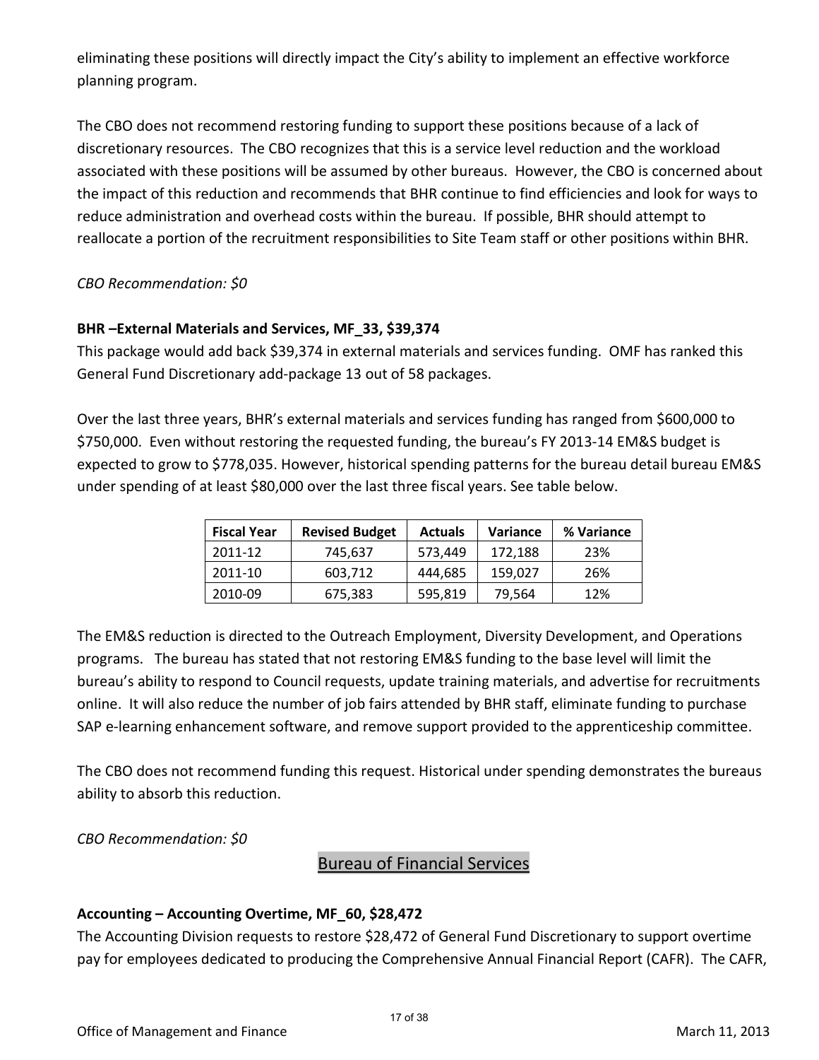eliminating these positions will directly impact the City's ability to implement an effective workforce planning program.

The CBO does not recommend restoring funding to support these positions because of a lack of discretionary resources. The CBO recognizes that this is a service level reduction and the workload associated with these positions will be assumed by other bureaus. However, the CBO is concerned about the impact of this reduction and recommends that BHR continue to find efficiencies and look for ways to reduce administration and overhead costs within the bureau. If possible, BHR should attempt to reallocate a portion of the recruitment responsibilities to Site Team staff or other positions within BHR.

*CBO Recommendation: $0*

**BHR –External Materials and Services, MF_33, $39,374**

This package would add back $39,374 in external materials and services funding. OMF has ranked this General Fund Discretionary add-package 13 out of 58 packages.

Over the last three years, BHR's external materials and services funding has ranged from $600,000 to $750,000. Even without restoring the requested funding, the bureau's FY 2013-14 EM&S budget is expected to grow to $778,035. However, historical spending patterns for the bureau detail bureau EM&S under spending of at least $80,000 over the last three fiscal years. See table below.

| Fiscal Year | Revised Budget | Actuals | Variance | % Variance |
|---|---|---|---|---|
| 2011-12 | 745,637 | 573,449 | 172,188 | 23% |
| 2011-10 | 603,712 | 444,685 | 159,027 | 26% |
| 2010-09 | 675,383 | 595,819 | 79,564 | 12% |

The EM&S reduction is directed to the Outreach Employment, Diversity Development, and Operations programs. The bureau has stated that not restoring EM&S funding to the base level will limit the bureau's ability to respond to Council requests, update training materials, and advertise for recruitments online. It will also reduce the number of job fairs attended by BHR staff, eliminate funding to purchase SAP e-learning enhancement software, and remove support provided to the apprenticeship committee.

The CBO does not recommend funding this request. Historical under spending demonstrates the bureaus ability to absorb this reduction.

*CBO Recommendation: $0*

## Bureau of Financial Services

**Accounting – Accounting Overtime, MF_60, $28,472**

The Accounting Division requests to restore $28,472 of General Fund Discretionary to support overtime pay for employees dedicated to producing the Comprehensive Annual Financial Report (CAFR). The CAFR,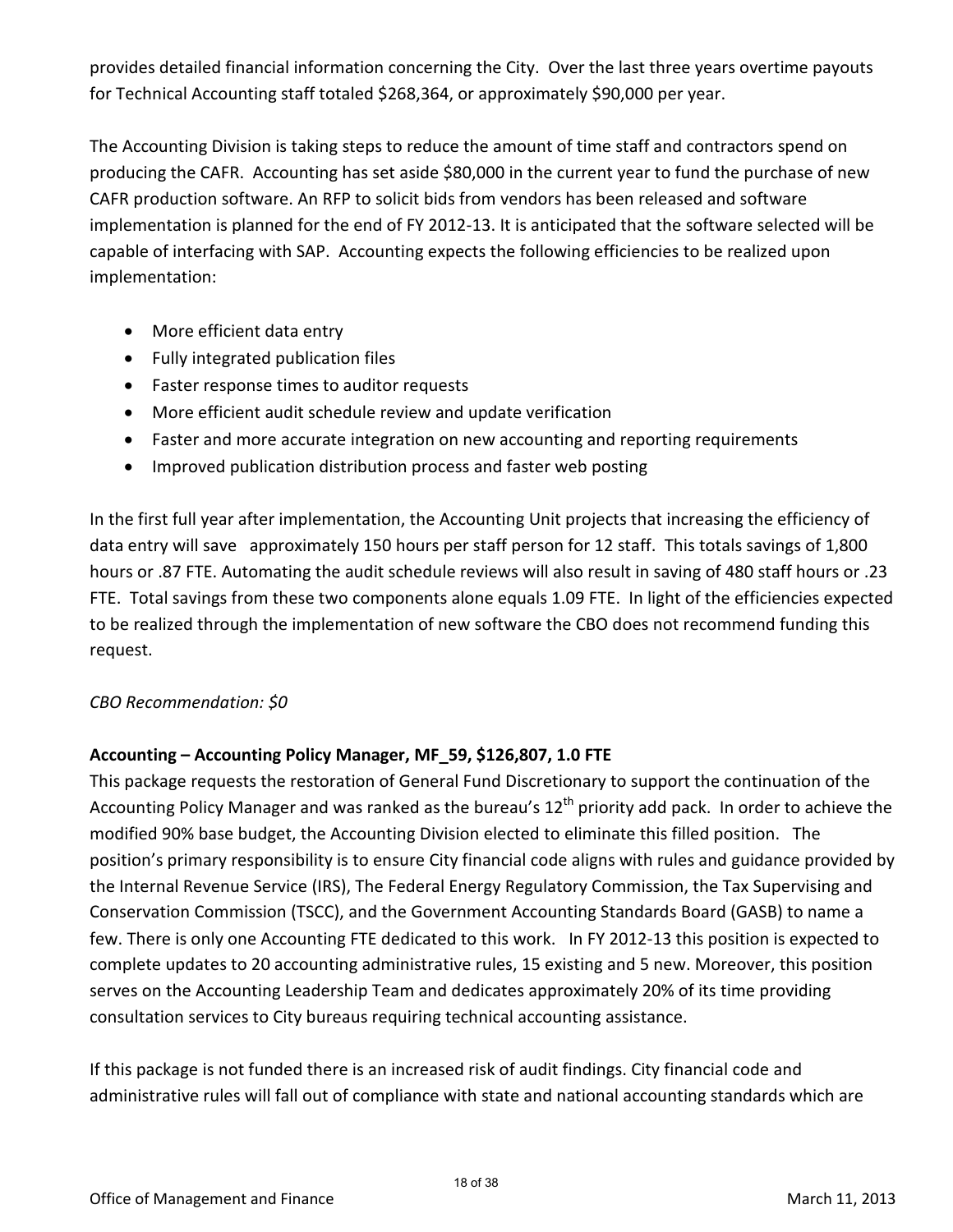provides detailed financial information concerning the City. Over the last three years overtime payouts for Technical Accounting staff totaled $268,364, or approximately $90,000 per year.

The Accounting Division is taking steps to reduce the amount of time staff and contractors spend on producing the CAFR. Accounting has set aside $80,000 in the current year to fund the purchase of new CAFR production software. An RFP to solicit bids from vendors has been released and software implementation is planned for the end of FY 2012-13. It is anticipated that the software selected will be capable of interfacing with SAP. Accounting expects the following efficiencies to be realized upon implementation:

- More efficient data entry
- Fully integrated publication files
- Faster response times to auditor requests
- More efficient audit schedule review and update verification
- Faster and more accurate integration on new accounting and reporting requirements
- Improved publication distribution process and faster web posting

In the first full year after implementation, the Accounting Unit projects that increasing the efficiency of data entry will save approximately 150 hours per staff person for 12 staff. This totals savings of 1,800 hours or .87 FTE. Automating the audit schedule reviews will also result in saving of 480 staff hours or .23 FTE. Total savings from these two components alone equals 1.09 FTE. In light of the efficiencies expected to be realized through the implementation of new software the CBO does not recommend funding this request.

*CBO Recommendation: $0*

**Accounting – Accounting Policy Manager, MF_59, $126,807, 1.0 FTE**

This package requests the restoration of General Fund Discretionary to support the continuation of the Accounting Policy Manager and was ranked as the bureau's 12th priority add pack. In order to achieve the modified 90% base budget, the Accounting Division elected to eliminate this filled position. The position's primary responsibility is to ensure City financial code aligns with rules and guidance provided by the Internal Revenue Service (IRS), The Federal Energy Regulatory Commission, the Tax Supervising and Conservation Commission (TSCC), and the Government Accounting Standards Board (GASB) to name a few. There is only one Accounting FTE dedicated to this work. In FY 2012-13 this position is expected to complete updates to 20 accounting administrative rules, 15 existing and 5 new. Moreover, this position serves on the Accounting Leadership Team and dedicates approximately 20% of its time providing consultation services to City bureaus requiring technical accounting assistance.

If this package is not funded there is an increased risk of audit findings. City financial code and administrative rules will fall out of compliance with state and national accounting standards which are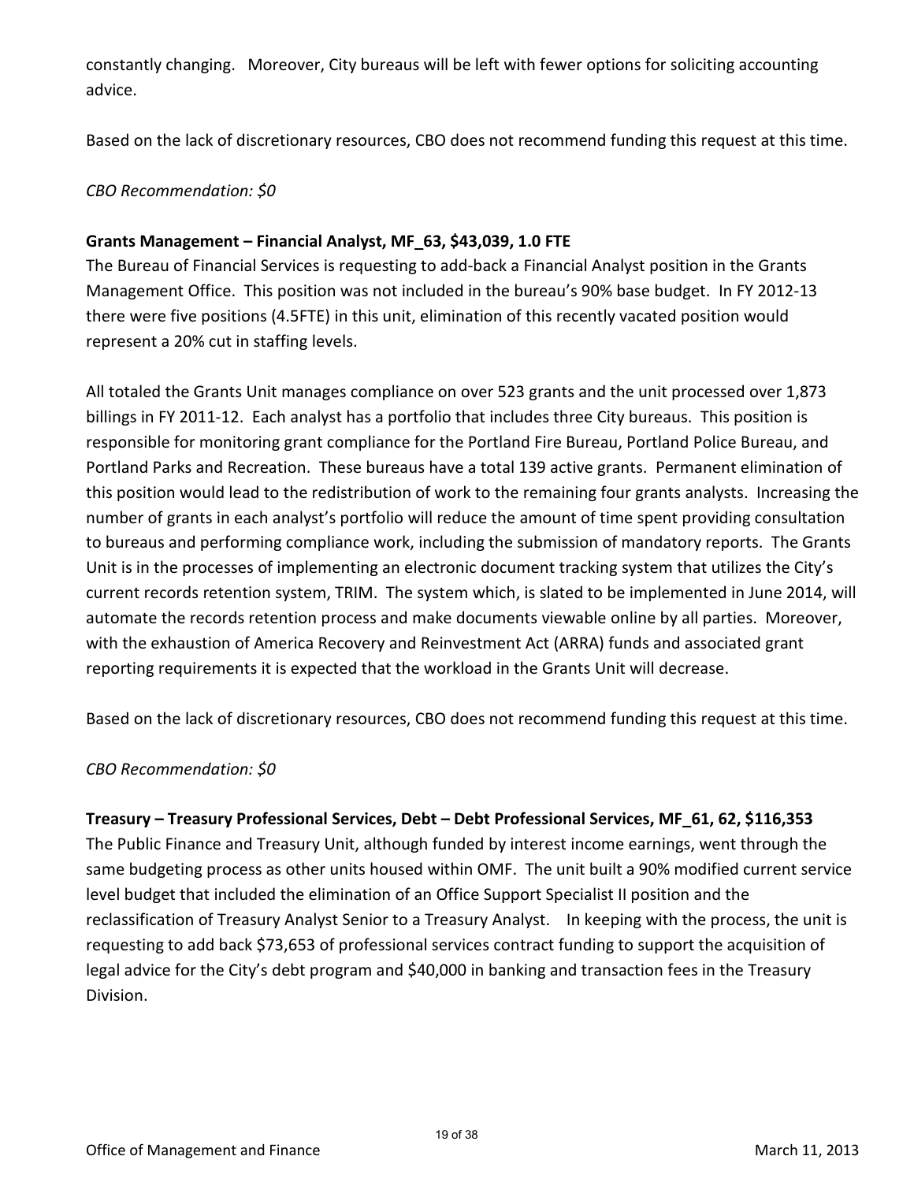constantly changing. Moreover, City bureaus will be left with fewer options for soliciting accounting advice.

Based on the lack of discretionary resources, CBO does not recommend funding this request at this time.

*CBO Recommendation: $0*

**Grants Management – Financial Analyst, MF_63, $43,039, 1.0 FTE**

The Bureau of Financial Services is requesting to add-back a Financial Analyst position in the Grants Management Office. This position was not included in the bureau's 90% base budget. In FY 2012-13 there were five positions (4.5FTE) in this unit, elimination of this recently vacated position would represent a 20% cut in staffing levels.

All totaled the Grants Unit manages compliance on over 523 grants and the unit processed over 1,873 billings in FY 2011-12. Each analyst has a portfolio that includes three City bureaus. This position is responsible for monitoring grant compliance for the Portland Fire Bureau, Portland Police Bureau, and Portland Parks and Recreation. These bureaus have a total 139 active grants. Permanent elimination of this position would lead to the redistribution of work to the remaining four grants analysts. Increasing the number of grants in each analyst's portfolio will reduce the amount of time spent providing consultation to bureaus and performing compliance work, including the submission of mandatory reports. The Grants Unit is in the processes of implementing an electronic document tracking system that utilizes the City's current records retention system, TRIM. The system which, is slated to be implemented in June 2014, will automate the records retention process and make documents viewable online by all parties. Moreover, with the exhaustion of America Recovery and Reinvestment Act (ARRA) funds and associated grant reporting requirements it is expected that the workload in the Grants Unit will decrease.

Based on the lack of discretionary resources, CBO does not recommend funding this request at this time.

*CBO Recommendation: $0*

**Treasury – Treasury Professional Services, Debt – Debt Professional Services, MF_61, 62, $116,353**

The Public Finance and Treasury Unit, although funded by interest income earnings, went through the same budgeting process as other units housed within OMF. The unit built a 90% modified current service level budget that included the elimination of an Office Support Specialist II position and the reclassification of Treasury Analyst Senior to a Treasury Analyst. In keeping with the process, the unit is requesting to add back $73,653 of professional services contract funding to support the acquisition of legal advice for the City's debt program and $40,000 in banking and transaction fees in the Treasury Division.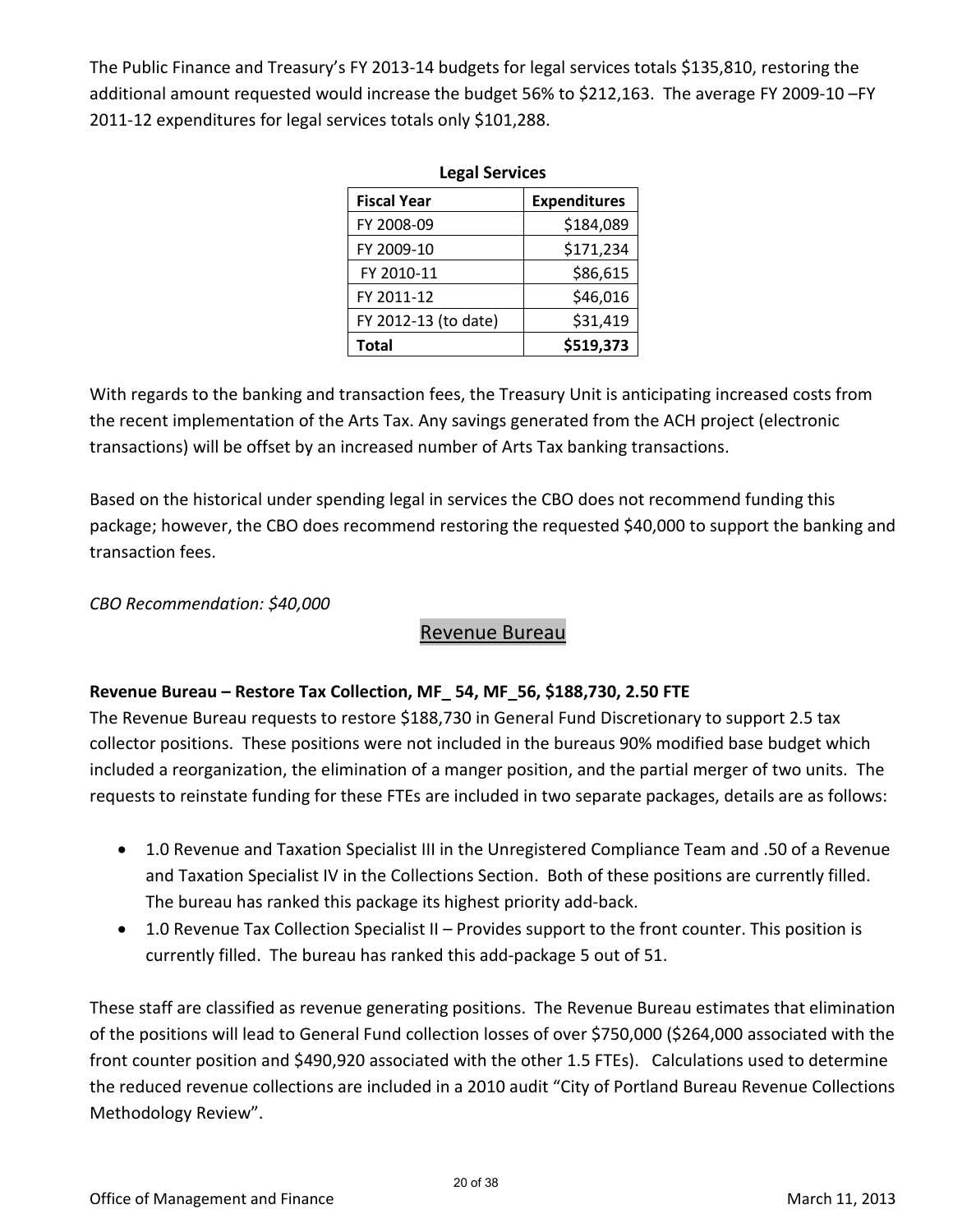The Public Finance and Treasury's FY 2013-14 budgets for legal services totals $135,810, restoring the additional amount requested would increase the budget 56% to $212,163. The average FY 2009-10 –FY 2011-12 expenditures for legal services totals only $101,288.

**Legal Services**

| Fiscal Year | Expenditures |
|---|---|
| FY 2008-09 | $184,089 |
| FY 2009-10 | $171,234 |
| FY 2010-11 | $86,615 |
| FY 2011-12 | $46,016 |
| FY 2012-13 (to date) | $31,419 |
| **Total** | **$519,373** |

With regards to the banking and transaction fees, the Treasury Unit is anticipating increased costs from the recent implementation of the Arts Tax. Any savings generated from the ACH project (electronic transactions) will be offset by an increased number of Arts Tax banking transactions.

Based on the historical under spending legal in services the CBO does not recommend funding this package; however, the CBO does recommend restoring the requested $40,000 to support the banking and transaction fees.

*CBO Recommendation: $40,000*

## Revenue Bureau

**Revenue Bureau – Restore Tax Collection, MF_ 54, MF_56, $188,730, 2.50 FTE**

The Revenue Bureau requests to restore $188,730 in General Fund Discretionary to support 2.5 tax collector positions. These positions were not included in the bureaus 90% modified base budget which included a reorganization, the elimination of a manger position, and the partial merger of two units. The requests to reinstate funding for these FTEs are included in two separate packages, details are as follows:

- 1.0 Revenue and Taxation Specialist III in the Unregistered Compliance Team and .50 of a Revenue and Taxation Specialist IV in the Collections Section. Both of these positions are currently filled. The bureau has ranked this package its highest priority add-back.
- 1.0 Revenue Tax Collection Specialist II – Provides support to the front counter. This position is currently filled. The bureau has ranked this add-package 5 out of 51.

These staff are classified as revenue generating positions. The Revenue Bureau estimates that elimination of the positions will lead to General Fund collection losses of over $750,000 ($264,000 associated with the front counter position and $490,920 associated with the other 1.5 FTEs). Calculations used to determine the reduced revenue collections are included in a 2010 audit "City of Portland Bureau Revenue Collections Methodology Review".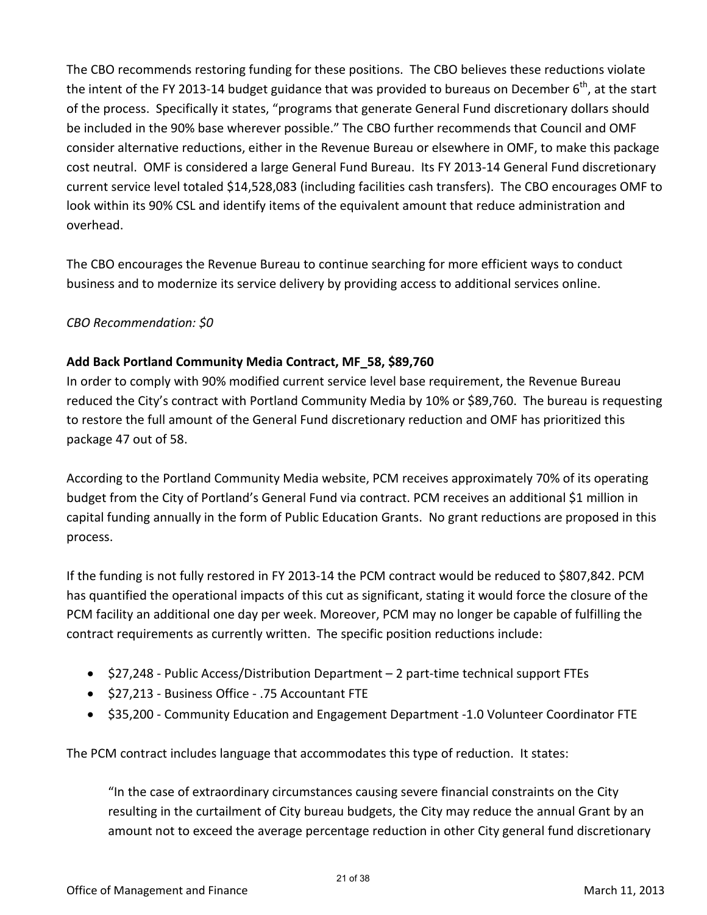The CBO recommends restoring funding for these positions. The CBO believes these reductions violate the intent of the FY 2013-14 budget guidance that was provided to bureaus on December 6th, at the start of the process. Specifically it states, "programs that generate General Fund discretionary dollars should be included in the 90% base wherever possible." The CBO further recommends that Council and OMF consider alternative reductions, either in the Revenue Bureau or elsewhere in OMF, to make this package cost neutral. OMF is considered a large General Fund Bureau. Its FY 2013-14 General Fund discretionary current service level totaled $14,528,083 (including facilities cash transfers). The CBO encourages OMF to look within its 90% CSL and identify items of the equivalent amount that reduce administration and overhead.

The CBO encourages the Revenue Bureau to continue searching for more efficient ways to conduct business and to modernize its service delivery by providing access to additional services online.

*CBO Recommendation: $0*

**Add Back Portland Community Media Contract, MF_58, $89,760**

In order to comply with 90% modified current service level base requirement, the Revenue Bureau reduced the City's contract with Portland Community Media by 10% or $89,760. The bureau is requesting to restore the full amount of the General Fund discretionary reduction and OMF has prioritized this package 47 out of 58.

According to the Portland Community Media website, PCM receives approximately 70% of its operating budget from the City of Portland's General Fund via contract. PCM receives an additional $1 million in capital funding annually in the form of Public Education Grants. No grant reductions are proposed in this process.

If the funding is not fully restored in FY 2013-14 the PCM contract would be reduced to $807,842. PCM has quantified the operational impacts of this cut as significant, stating it would force the closure of the PCM facility an additional one day per week. Moreover, PCM may no longer be capable of fulfilling the contract requirements as currently written. The specific position reductions include:

- $27,248 - Public Access/Distribution Department – 2 part-time technical support FTEs
- $27,213 - Business Office - .75 Accountant FTE
- $35,200 - Community Education and Engagement Department -1.0 Volunteer Coordinator FTE

The PCM contract includes language that accommodates this type of reduction. It states:

> "In the case of extraordinary circumstances causing severe financial constraints on the City resulting in the curtailment of City bureau budgets, the City may reduce the annual Grant by an amount not to exceed the average percentage reduction in other City general fund discretionary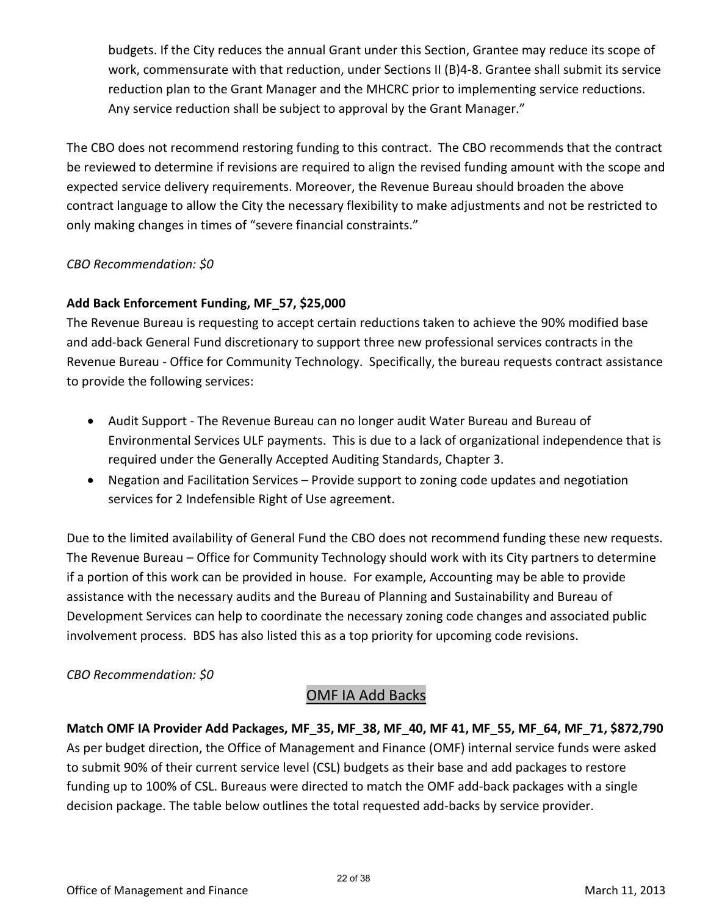budgets. If the City reduces the annual Grant under this Section, Grantee may reduce its scope of work, commensurate with that reduction, under Sections II (B)4-8. Grantee shall submit its service reduction plan to the Grant Manager and the MHCRC prior to implementing service reductions. Any service reduction shall be subject to approval by the Grant Manager."

The CBO does not recommend restoring funding to this contract. The CBO recommends that the contract be reviewed to determine if revisions are required to align the revised funding amount with the scope and expected service delivery requirements. Moreover, the Revenue Bureau should broaden the above contract language to allow the City the necessary flexibility to make adjustments and not be restricted to only making changes in times of "severe financial constraints."

*CBO Recommendation: $0*

**Add Back Enforcement Funding, MF_57, $25,000**

The Revenue Bureau is requesting to accept certain reductions taken to achieve the 90% modified base and add-back General Fund discretionary to support three new professional services contracts in the Revenue Bureau - Office for Community Technology. Specifically, the bureau requests contract assistance to provide the following services:

- Audit Support - The Revenue Bureau can no longer audit Water Bureau and Bureau of Environmental Services ULF payments. This is due to a lack of organizational independence that is required under the Generally Accepted Auditing Standards, Chapter 3.
- Negation and Facilitation Services – Provide support to zoning code updates and negotiation services for 2 Indefensible Right of Use agreement.

Due to the limited availability of General Fund the CBO does not recommend funding these new requests. The Revenue Bureau – Office for Community Technology should work with its City partners to determine if a portion of this work can be provided in house. For example, Accounting may be able to provide assistance with the necessary audits and the Bureau of Planning and Sustainability and Bureau of Development Services can help to coordinate the necessary zoning code changes and associated public involvement process. BDS has also listed this as a top priority for upcoming code revisions.

*CBO Recommendation: $0*

## OMF IA Add Backs

**Match OMF IA Provider Add Packages, MF_35, MF_38, MF_40, MF 41, MF_55, MF_64, MF_71, $872,790**

As per budget direction, the Office of Management and Finance (OMF) internal service funds were asked to submit 90% of their current service level (CSL) budgets as their base and add packages to restore funding up to 100% of CSL. Bureaus were directed to match the OMF add-back packages with a single decision package. The table below outlines the total requested add-backs by service provider.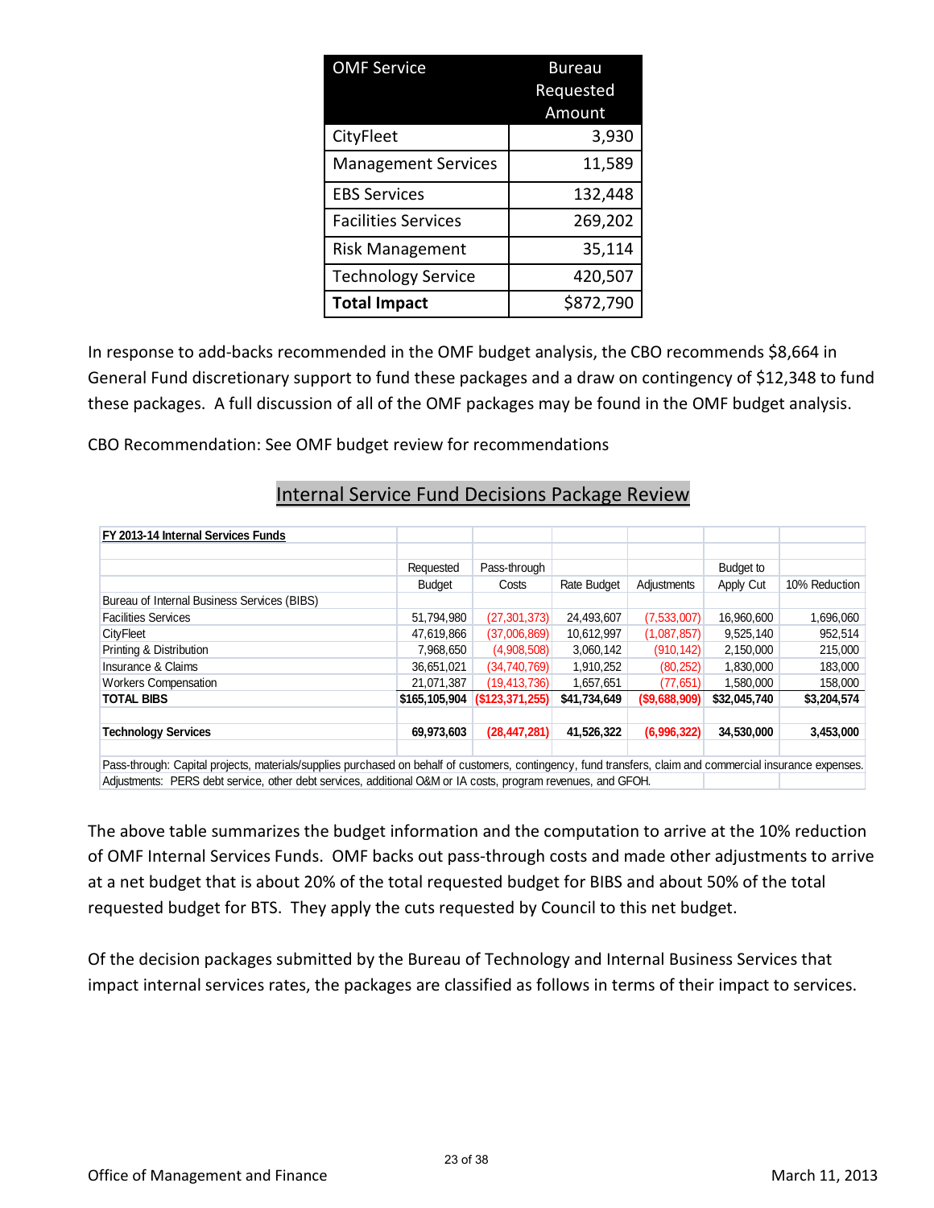| OMF Service | Bureau Requested Amount |
|---|---|
| CityFleet | 3,930 |
| Management Services | 11,589 |
| EBS Services | 132,448 |
| Facilities Services | 269,202 |
| Risk Management | 35,114 |
| Technology Service | 420,507 |
| **Total Impact** | **$872,790** |

In response to add-backs recommended in the OMF budget analysis, the CBO recommends $8,664 in General Fund discretionary support to fund these packages and a draw on contingency of $12,348 to fund these packages. A full discussion of all of the OMF packages may be found in the OMF budget analysis.

CBO Recommendation: See OMF budget review for recommendations

## Internal Service Fund Decisions Package Review

| FY 2013-14 Internal Services Funds | Requested Budget | Pass-through Costs | Rate Budget | Adjustments | Budget to Apply Cut | 10% Reduction |
|---|---|---|---|---|---|---|
| Bureau of Internal Business Services (BIBS) | | | | | | |
| Facilities Services | 51,794,980 | (27,301,373) | 24,493,607 | (7,533,007) | 16,960,600 | 1,696,060 |
| CityFleet | 47,619,866 | (37,006,869) | 10,612,997 | (1,087,857) | 9,525,140 | 952,514 |
| Printing & Distribution | 7,968,650 | (4,908,508) | 3,060,142 | (910,142) | 2,150,000 | 215,000 |
| Insurance & Claims | 36,651,021 | (34,740,769) | 1,910,252 | (80,252) | 1,830,000 | 183,000 |
| Workers Compensation | 21,071,387 | (19,413,736) | 1,657,651 | (77,651) | 1,580,000 | 158,000 |
| **TOTAL BIBS** | **$165,105,904** | **($123,371,255)** | **$41,734,649** | **($9,688,909)** | **$32,045,740** | **$3,204,574** |
| | | | | | | |
| **Technology Services** | **69,973,603** | **(28,447,281)** | **41,526,322** | **(6,996,322)** | **34,530,000** | **3,453,000** |

Pass-through: Capital projects, materials/supplies purchased on behalf of customers, contingency, fund transfers, claim and commercial insurance expenses.
Adjustments: PERS debt service, other debt services, additional O&M or IA costs, program revenues, and GFOH.

The above table summarizes the budget information and the computation to arrive at the 10% reduction of OMF Internal Services Funds. OMF backs out pass-through costs and made other adjustments to arrive at a net budget that is about 20% of the total requested budget for BIBS and about 50% of the total requested budget for BTS. They apply the cuts requested by Council to this net budget.

Of the decision packages submitted by the Bureau of Technology and Internal Business Services that impact internal services rates, the packages are classified as follows in terms of their impact to services.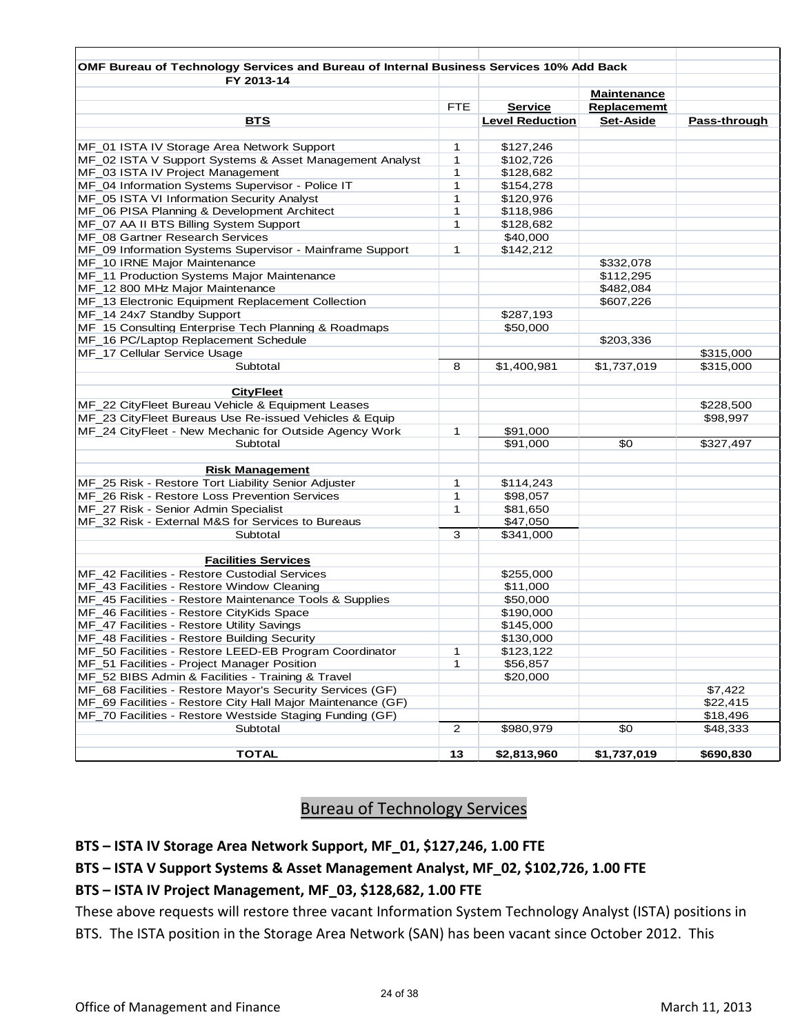| OMF Bureau of Technology Services and Bureau of Internal Business Services 10% Add Back FY 2013-14 | | | | |
|---|---|---|---|---|
| | FTE | Service Level Reduction | Maintenance Replacememt Set-Aside | Pass-through |
| **BTS** | | | | |
| MF_01 ISTA IV Storage Area Network Support | 1 | $127,246 | | |
| MF_02 ISTA V Support Systems & Asset Management Analyst | 1 | $102,726 | | |
| MF_03 ISTA IV Project Management | 1 | $128,682 | | |
| MF_04 Information Systems Supervisor - Police IT | 1 | $154,278 | | |
| MF_05 ISTA VI Information Security Analyst | 1 | $120,976 | | |
| MF_06 PISA Planning & Development Architect | 1 | $118,986 | | |
| MF_07 AA II BTS Billing System Support | 1 | $128,682 | | |
| MF_08 Gartner Research Services | | $40,000 | | |
| MF_09 Information Systems Supervisor - Mainframe Support | 1 | $142,212 | | |
| MF_10 IRNE Major Maintenance | | | $332,078 | |
| MF_11 Production Systems Major Maintenance | | | $112,295 | |
| MF_12 800 MHz Major Maintenance | | | $482,084 | |
| MF_13 Electronic Equipment Replacement Collection | | | $607,226 | |
| MF_14 24x7 Standby Support | | $287,193 | | |
| MF_15 Consulting Enterprise Tech Planning & Roadmaps | | $50,000 | | |
| MF_16 PC/Laptop Replacement Schedule | | | $203,336 | |
| MF_17 Cellular Service Usage | | | | $315,000 |
| Subtotal | 8 | $1,400,981 | $1,737,019 | $315,000 |
| **CityFleet** | | | | |
| MF_22 CityFleet Bureau Vehicle & Equipment Leases | | | | $228,500 |
| MF_23 CityFleet Bureaus Use Re-issued Vehicles & Equip | | | | $98,997 |
| MF_24 CityFleet - New Mechanic for Outside Agency Work | 1 | $91,000 | | |
| Subtotal | | $91,000 | $0 | $327,497 |
| **Risk Management** | | | | |
| MF_25 Risk - Restore Tort Liability Senior Adjuster | 1 | $114,243 | | |
| MF_26 Risk - Restore Loss Prevention Services | 1 | $98,057 | | |
| MF_27 Risk - Senior Admin Specialist | 1 | $81,650 | | |
| MF_32 Risk - External M&S for Services to Bureaus | | $47,050 | | |
| Subtotal | 3 | $341,000 | | |
| **Facilities Services** | | | | |
| MF_42 Facilities - Restore Custodial Services | | $255,000 | | |
| MF_43 Facilities - Restore Window Cleaning | | $11,000 | | |
| MF_45 Facilities - Restore Maintenance Tools & Supplies | | $50,000 | | |
| MF_46 Facilities - Restore CityKids Space | | $190,000 | | |
| MF_47 Facilities - Restore Utility Savings | | $145,000 | | |
| MF_48 Facilities - Restore Building Security | | $130,000 | | |
| MF_50 Facilities - Restore LEED-EB Program Coordinator | 1 | $123,122 | | |
| MF_51 Facilities - Project Manager Position | 1 | $56,857 | | |
| MF_52 BIBS Admin & Facilities - Training & Travel | | $20,000 | | |
| MF_68 Facilities - Restore Mayor's Security Services (GF) | | | | $7,422 |
| MF_69 Facilities - Restore City Hall Major Maintenance (GF) | | | | $22,415 |
| MF_70 Facilities - Restore Westside Staging Funding (GF) | | | | $18,496 |
| Subtotal | 2 | $980,979 | $0 | $48,333 |
| **TOTAL** | **13** | **$2,813,960** | **$1,737,019** | **$690,830** |

## Bureau of Technology Services

**BTS – ISTA IV Storage Area Network Support, MF_01, $127,246, 1.00 FTE**

**BTS – ISTA V Support Systems & Asset Management Analyst, MF_02, $102,726, 1.00 FTE**

**BTS – ISTA IV Project Management, MF_03, $128,682, 1.00 FTE**

These above requests will restore three vacant Information System Technology Analyst (ISTA) positions in BTS. The ISTA position in the Storage Area Network (SAN) has been vacant since October 2012. This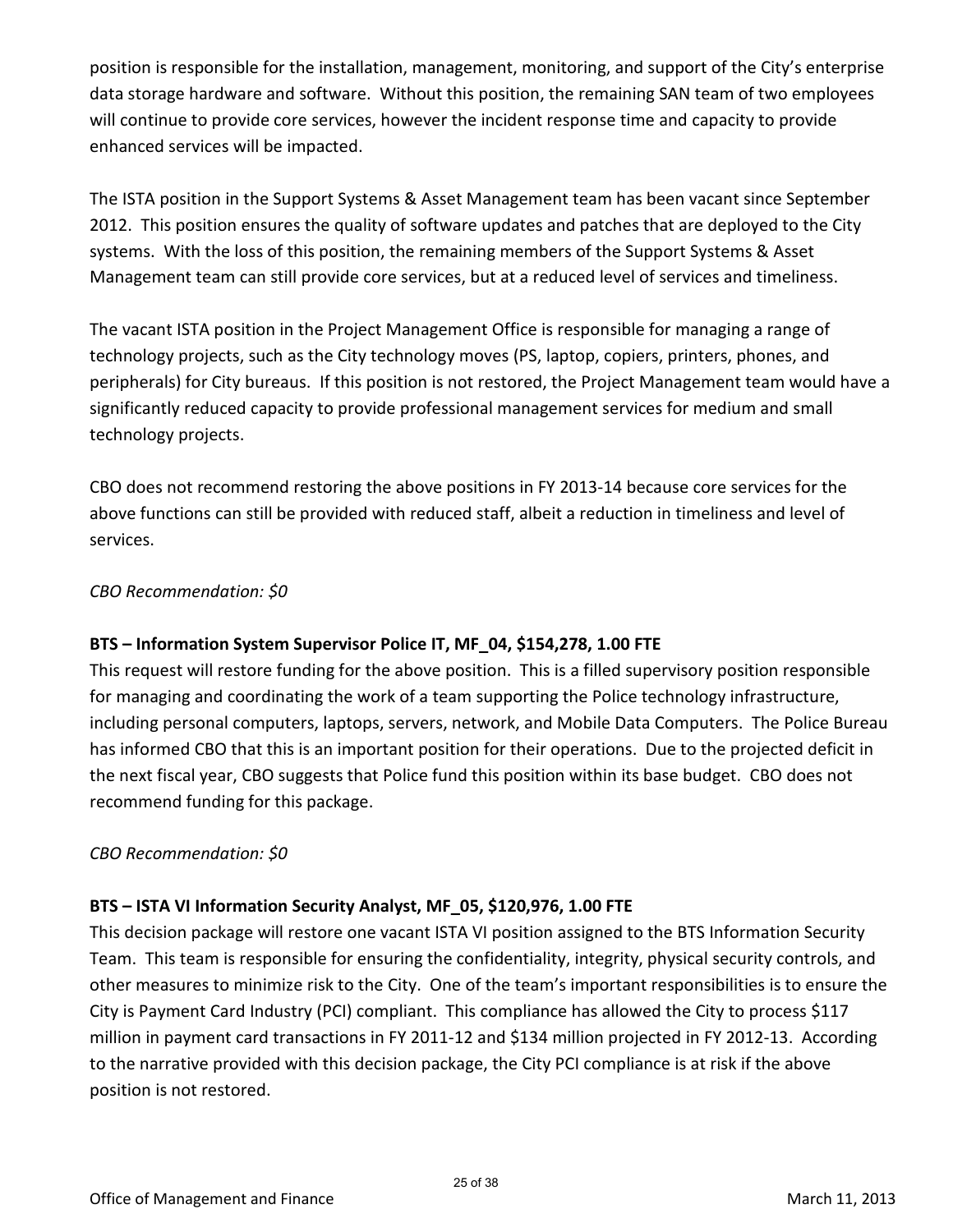position is responsible for the installation, management, monitoring, and support of the City's enterprise data storage hardware and software. Without this position, the remaining SAN team of two employees will continue to provide core services, however the incident response time and capacity to provide enhanced services will be impacted.

The ISTA position in the Support Systems & Asset Management team has been vacant since September 2012. This position ensures the quality of software updates and patches that are deployed to the City systems. With the loss of this position, the remaining members of the Support Systems & Asset Management team can still provide core services, but at a reduced level of services and timeliness.

The vacant ISTA position in the Project Management Office is responsible for managing a range of technology projects, such as the City technology moves (PS, laptop, copiers, printers, phones, and peripherals) for City bureaus. If this position is not restored, the Project Management team would have a significantly reduced capacity to provide professional management services for medium and small technology projects.

CBO does not recommend restoring the above positions in FY 2013-14 because core services for the above functions can still be provided with reduced staff, albeit a reduction in timeliness and level of services.

*CBO Recommendation: $0*

**BTS – Information System Supervisor Police IT, MF_04, $154,278, 1.00 FTE**

This request will restore funding for the above position. This is a filled supervisory position responsible for managing and coordinating the work of a team supporting the Police technology infrastructure, including personal computers, laptops, servers, network, and Mobile Data Computers. The Police Bureau has informed CBO that this is an important position for their operations. Due to the projected deficit in the next fiscal year, CBO suggests that Police fund this position within its base budget. CBO does not recommend funding for this package.

*CBO Recommendation: $0*

**BTS – ISTA VI Information Security Analyst, MF_05, $120,976, 1.00 FTE**

This decision package will restore one vacant ISTA VI position assigned to the BTS Information Security Team. This team is responsible for ensuring the confidentiality, integrity, physical security controls, and other measures to minimize risk to the City. One of the team's important responsibilities is to ensure the City is Payment Card Industry (PCI) compliant. This compliance has allowed the City to process $117 million in payment card transactions in FY 2011-12 and $134 million projected in FY 2012-13. According to the narrative provided with this decision package, the City PCI compliance is at risk if the above position is not restored.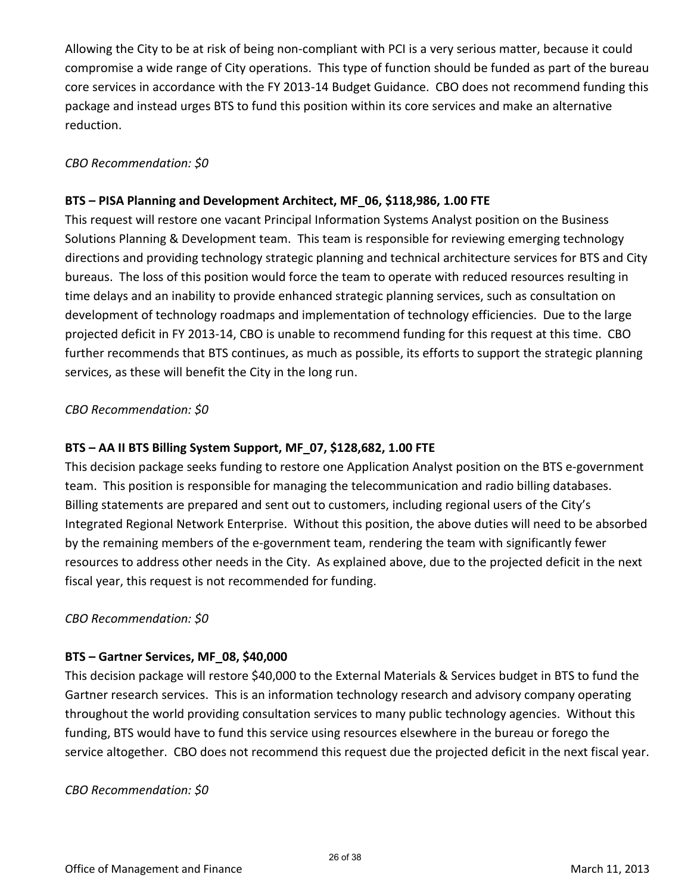Allowing the City to be at risk of being non-compliant with PCI is a very serious matter, because it could compromise a wide range of City operations. This type of function should be funded as part of the bureau core services in accordance with the FY 2013-14 Budget Guidance. CBO does not recommend funding this package and instead urges BTS to fund this position within its core services and make an alternative reduction.

*CBO Recommendation: $0*

**BTS – PISA Planning and Development Architect, MF_06, $118,986, 1.00 FTE**

This request will restore one vacant Principal Information Systems Analyst position on the Business Solutions Planning & Development team. This team is responsible for reviewing emerging technology directions and providing technology strategic planning and technical architecture services for BTS and City bureaus. The loss of this position would force the team to operate with reduced resources resulting in time delays and an inability to provide enhanced strategic planning services, such as consultation on development of technology roadmaps and implementation of technology efficiencies. Due to the large projected deficit in FY 2013-14, CBO is unable to recommend funding for this request at this time. CBO further recommends that BTS continues, as much as possible, its efforts to support the strategic planning services, as these will benefit the City in the long run.

*CBO Recommendation: $0*

**BTS – AA II BTS Billing System Support, MF_07, $128,682, 1.00 FTE**

This decision package seeks funding to restore one Application Analyst position on the BTS e-government team. This position is responsible for managing the telecommunication and radio billing databases. Billing statements are prepared and sent out to customers, including regional users of the City's Integrated Regional Network Enterprise. Without this position, the above duties will need to be absorbed by the remaining members of the e-government team, rendering the team with significantly fewer resources to address other needs in the City. As explained above, due to the projected deficit in the next fiscal year, this request is not recommended for funding.

*CBO Recommendation: $0*

**BTS – Gartner Services, MF_08, $40,000**

This decision package will restore $40,000 to the External Materials & Services budget in BTS to fund the Gartner research services. This is an information technology research and advisory company operating throughout the world providing consultation services to many public technology agencies. Without this funding, BTS would have to fund this service using resources elsewhere in the bureau or forego the service altogether. CBO does not recommend this request due the projected deficit in the next fiscal year.

*CBO Recommendation: $0*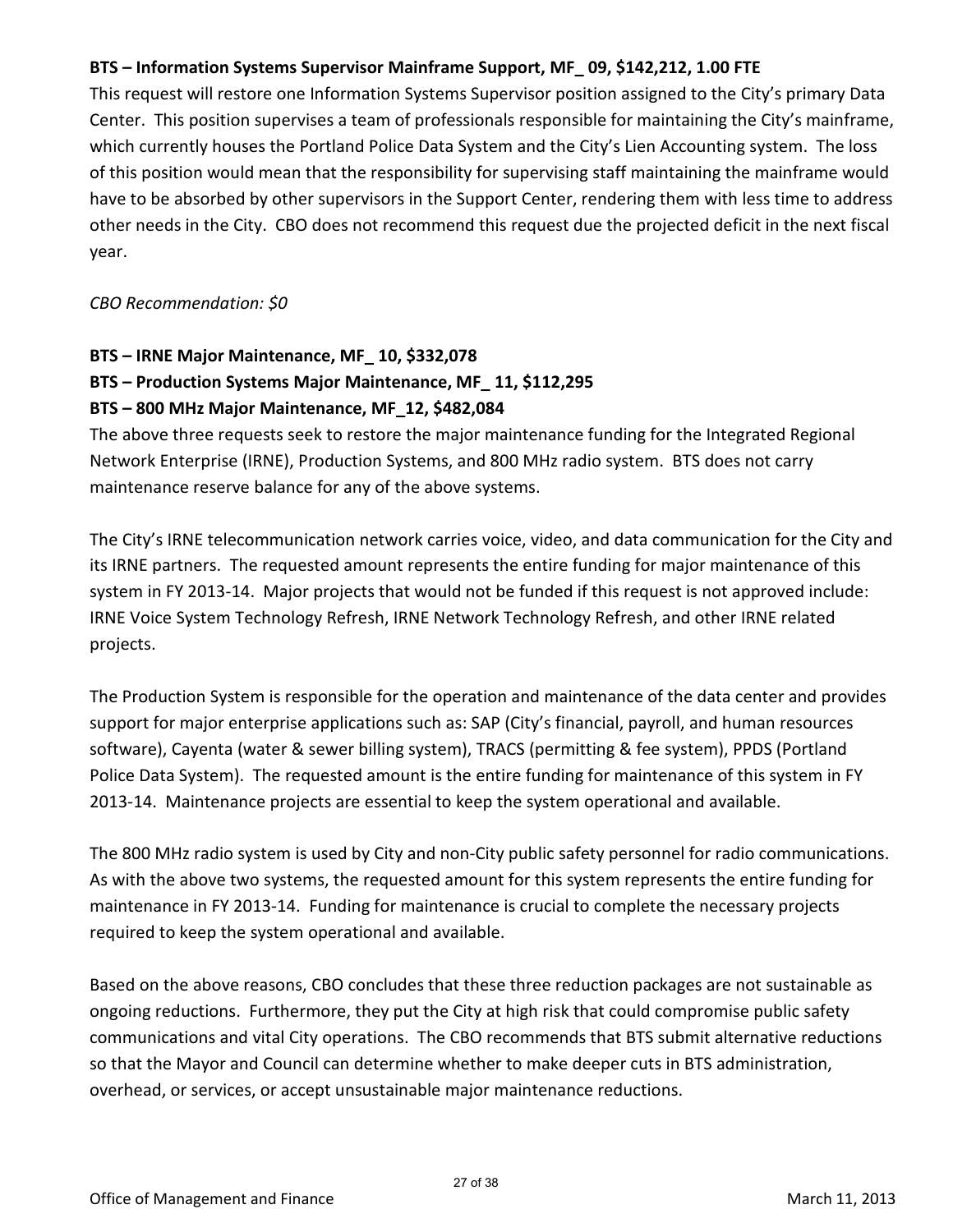**BTS – Information Systems Supervisor Mainframe Support, MF_ 09, $142,212, 1.00 FTE**

This request will restore one Information Systems Supervisor position assigned to the City's primary Data Center. This position supervises a team of professionals responsible for maintaining the City's mainframe, which currently houses the Portland Police Data System and the City's Lien Accounting system. The loss of this position would mean that the responsibility for supervising staff maintaining the mainframe would have to be absorbed by other supervisors in the Support Center, rendering them with less time to address other needs in the City. CBO does not recommend this request due the projected deficit in the next fiscal year.

*CBO Recommendation: $0*

**BTS – IRNE Major Maintenance, MF_ 10, $332,078**

**BTS – Production Systems Major Maintenance, MF_ 11, $112,295**

**BTS – 800 MHz Major Maintenance, MF_12, $482,084**

The above three requests seek to restore the major maintenance funding for the Integrated Regional Network Enterprise (IRNE), Production Systems, and 800 MHz radio system. BTS does not carry maintenance reserve balance for any of the above systems.

The City's IRNE telecommunication network carries voice, video, and data communication for the City and its IRNE partners. The requested amount represents the entire funding for major maintenance of this system in FY 2013-14. Major projects that would not be funded if this request is not approved include: IRNE Voice System Technology Refresh, IRNE Network Technology Refresh, and other IRNE related projects.

The Production System is responsible for the operation and maintenance of the data center and provides support for major enterprise applications such as: SAP (City's financial, payroll, and human resources software), Cayenta (water & sewer billing system), TRACS (permitting & fee system), PPDS (Portland Police Data System). The requested amount is the entire funding for maintenance of this system in FY 2013-14. Maintenance projects are essential to keep the system operational and available.

The 800 MHz radio system is used by City and non-City public safety personnel for radio communications. As with the above two systems, the requested amount for this system represents the entire funding for maintenance in FY 2013-14. Funding for maintenance is crucial to complete the necessary projects required to keep the system operational and available.

Based on the above reasons, CBO concludes that these three reduction packages are not sustainable as ongoing reductions. Furthermore, they put the City at high risk that could compromise public safety communications and vital City operations. The CBO recommends that BTS submit alternative reductions so that the Mayor and Council can determine whether to make deeper cuts in BTS administration, overhead, or services, or accept unsustainable major maintenance reductions.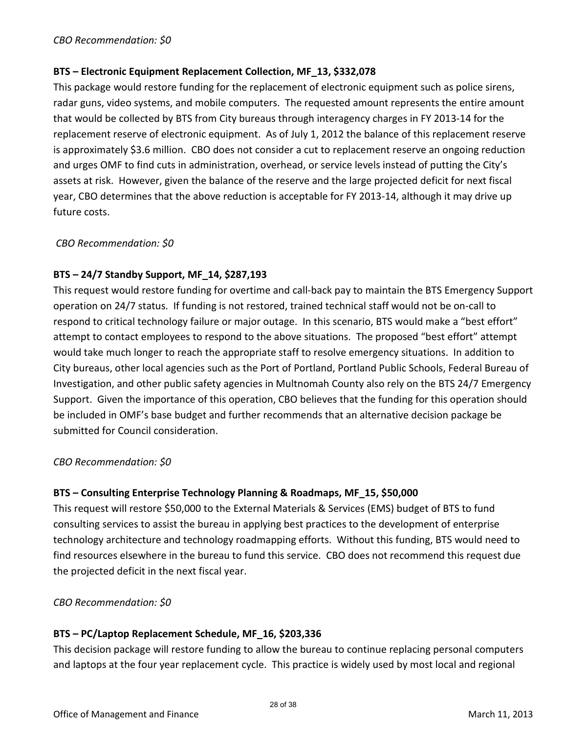*CBO Recommendation: $0*

**BTS – Electronic Equipment Replacement Collection, MF_13, $332,078**

This package would restore funding for the replacement of electronic equipment such as police sirens, radar guns, video systems, and mobile computers. The requested amount represents the entire amount that would be collected by BTS from City bureaus through interagency charges in FY 2013-14 for the replacement reserve of electronic equipment. As of July 1, 2012 the balance of this replacement reserve is approximately $3.6 million. CBO does not consider a cut to replacement reserve an ongoing reduction and urges OMF to find cuts in administration, overhead, or service levels instead of putting the City's assets at risk. However, given the balance of the reserve and the large projected deficit for next fiscal year, CBO determines that the above reduction is acceptable for FY 2013-14, although it may drive up future costs.

*CBO Recommendation: $0*

**BTS – 24/7 Standby Support, MF_14, $287,193**

This request would restore funding for overtime and call-back pay to maintain the BTS Emergency Support operation on 24/7 status. If funding is not restored, trained technical staff would not be on-call to respond to critical technology failure or major outage. In this scenario, BTS would make a "best effort" attempt to contact employees to respond to the above situations. The proposed "best effort" attempt would take much longer to reach the appropriate staff to resolve emergency situations. In addition to City bureaus, other local agencies such as the Port of Portland, Portland Public Schools, Federal Bureau of Investigation, and other public safety agencies in Multnomah County also rely on the BTS 24/7 Emergency Support. Given the importance of this operation, CBO believes that the funding for this operation should be included in OMF's base budget and further recommends that an alternative decision package be submitted for Council consideration.

*CBO Recommendation: $0*

**BTS – Consulting Enterprise Technology Planning & Roadmaps, MF_15, $50,000**

This request will restore $50,000 to the External Materials & Services (EMS) budget of BTS to fund consulting services to assist the bureau in applying best practices to the development of enterprise technology architecture and technology roadmapping efforts. Without this funding, BTS would need to find resources elsewhere in the bureau to fund this service. CBO does not recommend this request due the projected deficit in the next fiscal year.

*CBO Recommendation: $0*

**BTS – PC/Laptop Replacement Schedule, MF_16, $203,336**

This decision package will restore funding to allow the bureau to continue replacing personal computers and laptops at the four year replacement cycle. This practice is widely used by most local and regional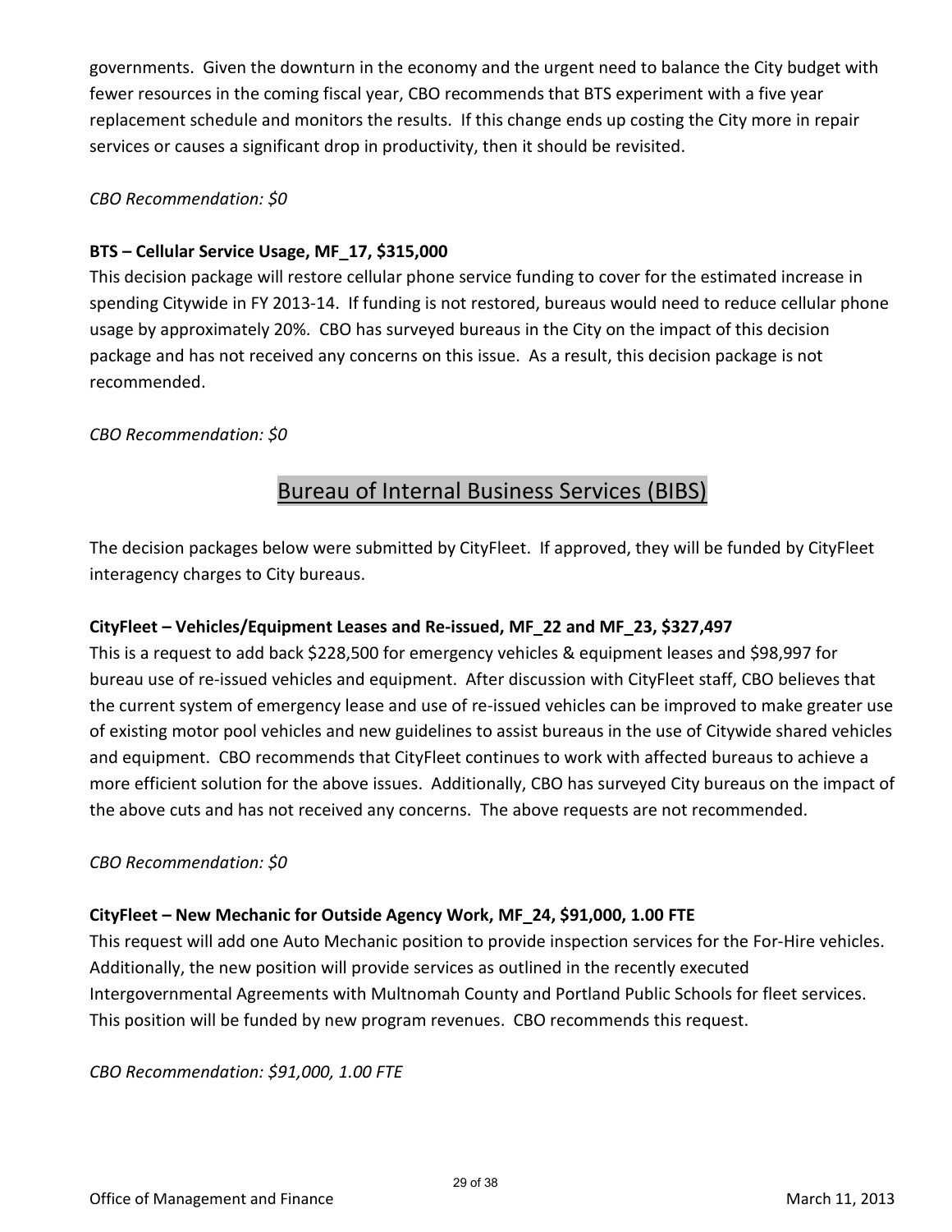governments. Given the downturn in the economy and the urgent need to balance the City budget with fewer resources in the coming fiscal year, CBO recommends that BTS experiment with a five year replacement schedule and monitors the results. If this change ends up costing the City more in repair services or causes a significant drop in productivity, then it should be revisited.

*CBO Recommendation: $0*

**BTS – Cellular Service Usage, MF_17, $315,000**

This decision package will restore cellular phone service funding to cover for the estimated increase in spending Citywide in FY 2013-14. If funding is not restored, bureaus would need to reduce cellular phone usage by approximately 20%. CBO has surveyed bureaus in the City on the impact of this decision package and has not received any concerns on this issue. As a result, this decision package is not recommended.

*CBO Recommendation: $0*

## Bureau of Internal Business Services (BIBS)

The decision packages below were submitted by CityFleet. If approved, they will be funded by CityFleet interagency charges to City bureaus.

**CityFleet – Vehicles/Equipment Leases and Re-issued, MF_22 and MF_23, $327,497**

This is a request to add back $228,500 for emergency vehicles & equipment leases and $98,997 for bureau use of re-issued vehicles and equipment. After discussion with CityFleet staff, CBO believes that the current system of emergency lease and use of re-issued vehicles can be improved to make greater use of existing motor pool vehicles and new guidelines to assist bureaus in the use of Citywide shared vehicles and equipment. CBO recommends that CityFleet continues to work with affected bureaus to achieve a more efficient solution for the above issues. Additionally, CBO has surveyed City bureaus on the impact of the above cuts and has not received any concerns. The above requests are not recommended.

*CBO Recommendation: $0*

**CityFleet – New Mechanic for Outside Agency Work, MF_24, $91,000, 1.00 FTE**

This request will add one Auto Mechanic position to provide inspection services for the For-Hire vehicles. Additionally, the new position will provide services as outlined in the recently executed Intergovernmental Agreements with Multnomah County and Portland Public Schools for fleet services. This position will be funded by new program revenues. CBO recommends this request.

*CBO Recommendation: $91,000, 1.00 FTE*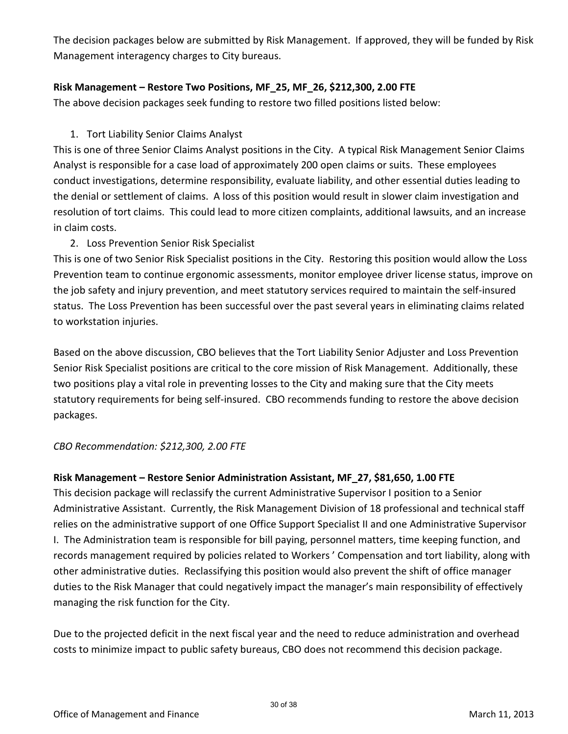The decision packages below are submitted by Risk Management. If approved, they will be funded by Risk Management interagency charges to City bureaus.

**Risk Management – Restore Two Positions, MF_25, MF_26, $212,300, 2.00 FTE**

The above decision packages seek funding to restore two filled positions listed below:

1. Tort Liability Senior Claims Analyst

This is one of three Senior Claims Analyst positions in the City. A typical Risk Management Senior Claims Analyst is responsible for a case load of approximately 200 open claims or suits. These employees conduct investigations, determine responsibility, evaluate liability, and other essential duties leading to the denial or settlement of claims. A loss of this position would result in slower claim investigation and resolution of tort claims. This could lead to more citizen complaints, additional lawsuits, and an increase in claim costs.

2. Loss Prevention Senior Risk Specialist

This is one of two Senior Risk Specialist positions in the City. Restoring this position would allow the Loss Prevention team to continue ergonomic assessments, monitor employee driver license status, improve on the job safety and injury prevention, and meet statutory services required to maintain the self-insured status. The Loss Prevention has been successful over the past several years in eliminating claims related to workstation injuries.

Based on the above discussion, CBO believes that the Tort Liability Senior Adjuster and Loss Prevention Senior Risk Specialist positions are critical to the core mission of Risk Management. Additionally, these two positions play a vital role in preventing losses to the City and making sure that the City meets statutory requirements for being self-insured. CBO recommends funding to restore the above decision packages.

*CBO Recommendation: $212,300, 2.00 FTE*

**Risk Management – Restore Senior Administration Assistant, MF_27, $81,650, 1.00 FTE**

This decision package will reclassify the current Administrative Supervisor I position to a Senior Administrative Assistant. Currently, the Risk Management Division of 18 professional and technical staff relies on the administrative support of one Office Support Specialist II and one Administrative Supervisor I. The Administration team is responsible for bill paying, personnel matters, time keeping function, and records management required by policies related to Workers ' Compensation and tort liability, along with other administrative duties. Reclassifying this position would also prevent the shift of office manager duties to the Risk Manager that could negatively impact the manager's main responsibility of effectively managing the risk function for the City.

Due to the projected deficit in the next fiscal year and the need to reduce administration and overhead costs to minimize impact to public safety bureaus, CBO does not recommend this decision package.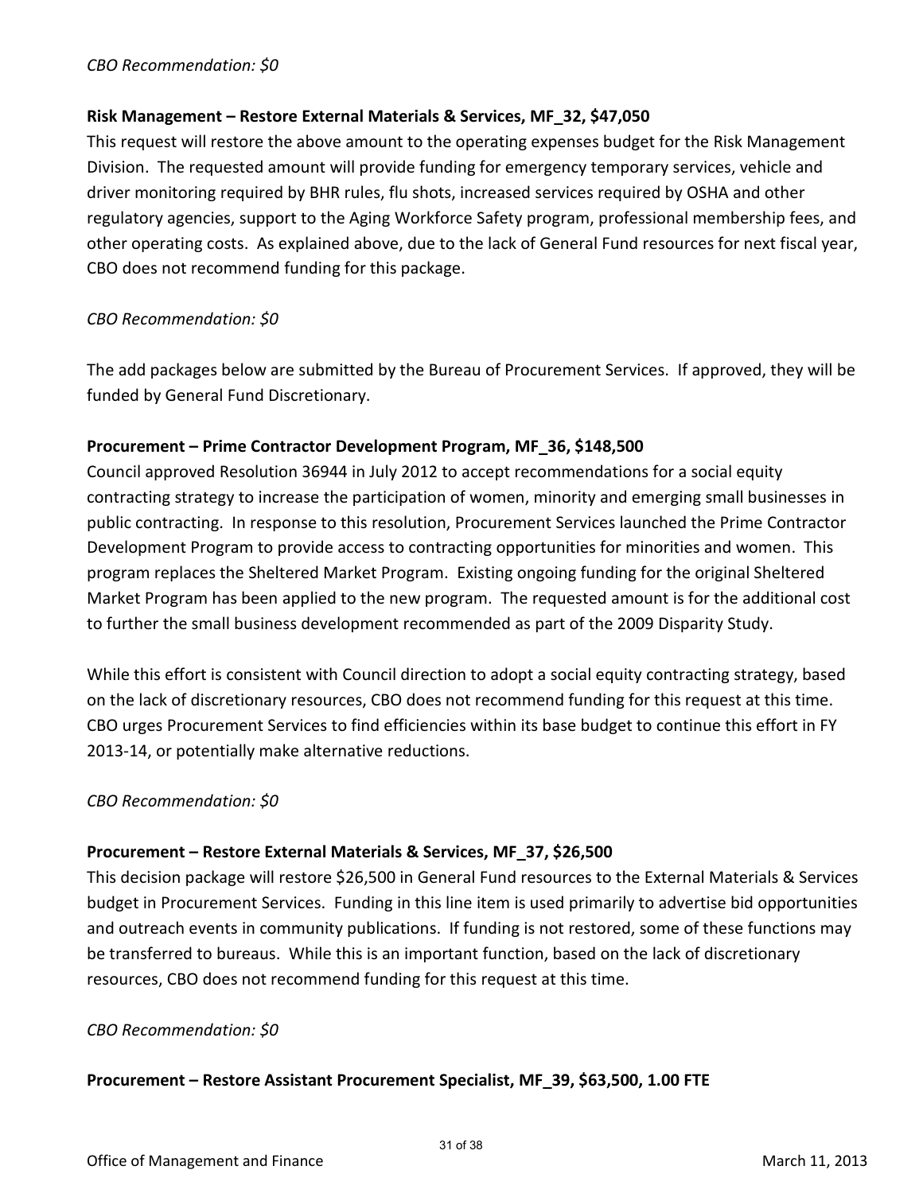*CBO Recommendation: $0*

**Risk Management – Restore External Materials & Services, MF_32, $47,050**

This request will restore the above amount to the operating expenses budget for the Risk Management Division. The requested amount will provide funding for emergency temporary services, vehicle and driver monitoring required by BHR rules, flu shots, increased services required by OSHA and other regulatory agencies, support to the Aging Workforce Safety program, professional membership fees, and other operating costs. As explained above, due to the lack of General Fund resources for next fiscal year, CBO does not recommend funding for this package.

*CBO Recommendation: $0*

The add packages below are submitted by the Bureau of Procurement Services. If approved, they will be funded by General Fund Discretionary.

**Procurement – Prime Contractor Development Program, MF_36, $148,500**

Council approved Resolution 36944 in July 2012 to accept recommendations for a social equity contracting strategy to increase the participation of women, minority and emerging small businesses in public contracting. In response to this resolution, Procurement Services launched the Prime Contractor Development Program to provide access to contracting opportunities for minorities and women. This program replaces the Sheltered Market Program. Existing ongoing funding for the original Sheltered Market Program has been applied to the new program. The requested amount is for the additional cost to further the small business development recommended as part of the 2009 Disparity Study.

While this effort is consistent with Council direction to adopt a social equity contracting strategy, based on the lack of discretionary resources, CBO does not recommend funding for this request at this time. CBO urges Procurement Services to find efficiencies within its base budget to continue this effort in FY 2013-14, or potentially make alternative reductions.

*CBO Recommendation: $0*

**Procurement – Restore External Materials & Services, MF_37, $26,500**

This decision package will restore $26,500 in General Fund resources to the External Materials & Services budget in Procurement Services. Funding in this line item is used primarily to advertise bid opportunities and outreach events in community publications. If funding is not restored, some of these functions may be transferred to bureaus. While this is an important function, based on the lack of discretionary resources, CBO does not recommend funding for this request at this time.

*CBO Recommendation: $0*

**Procurement – Restore Assistant Procurement Specialist, MF_39, $63,500, 1.00 FTE**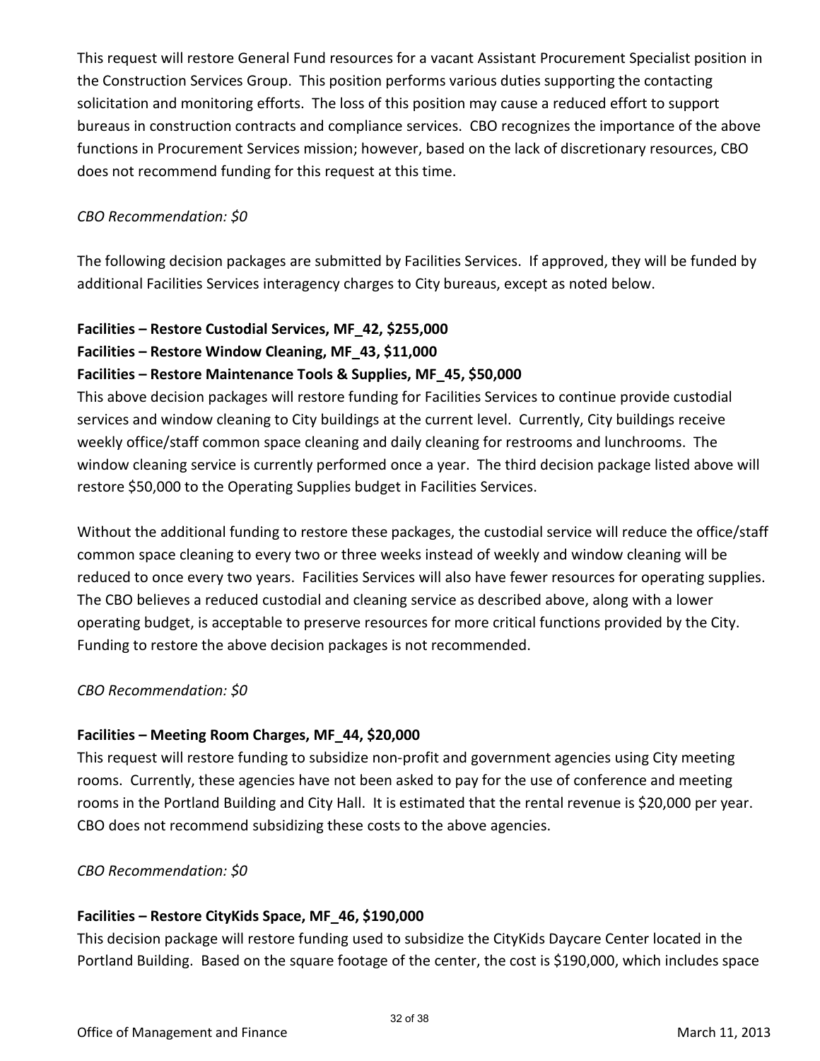This request will restore General Fund resources for a vacant Assistant Procurement Specialist position in the Construction Services Group. This position performs various duties supporting the contacting solicitation and monitoring efforts. The loss of this position may cause a reduced effort to support bureaus in construction contracts and compliance services. CBO recognizes the importance of the above functions in Procurement Services mission; however, based on the lack of discretionary resources, CBO does not recommend funding for this request at this time.

*CBO Recommendation: $0*

The following decision packages are submitted by Facilities Services. If approved, they will be funded by additional Facilities Services interagency charges to City bureaus, except as noted below.

**Facilities – Restore Custodial Services, MF_42, $255,000**
**Facilities – Restore Window Cleaning, MF_43, $11,000**
**Facilities – Restore Maintenance Tools & Supplies, MF_45, $50,000**
This above decision packages will restore funding for Facilities Services to continue provide custodial services and window cleaning to City buildings at the current level. Currently, City buildings receive weekly office/staff common space cleaning and daily cleaning for restrooms and lunchrooms. The window cleaning service is currently performed once a year. The third decision package listed above will restore $50,000 to the Operating Supplies budget in Facilities Services.

Without the additional funding to restore these packages, the custodial service will reduce the office/staff common space cleaning to every two or three weeks instead of weekly and window cleaning will be reduced to once every two years. Facilities Services will also have fewer resources for operating supplies. The CBO believes a reduced custodial and cleaning service as described above, along with a lower operating budget, is acceptable to preserve resources for more critical functions provided by the City. Funding to restore the above decision packages is not recommended.

*CBO Recommendation: $0*

**Facilities – Meeting Room Charges, MF_44, $20,000**
This request will restore funding to subsidize non-profit and government agencies using City meeting rooms. Currently, these agencies have not been asked to pay for the use of conference and meeting rooms in the Portland Building and City Hall. It is estimated that the rental revenue is $20,000 per year. CBO does not recommend subsidizing these costs to the above agencies.

*CBO Recommendation: $0*

**Facilities – Restore CityKids Space, MF_46, $190,000**
This decision package will restore funding used to subsidize the CityKids Daycare Center located in the Portland Building. Based on the square footage of the center, the cost is $190,000, which includes space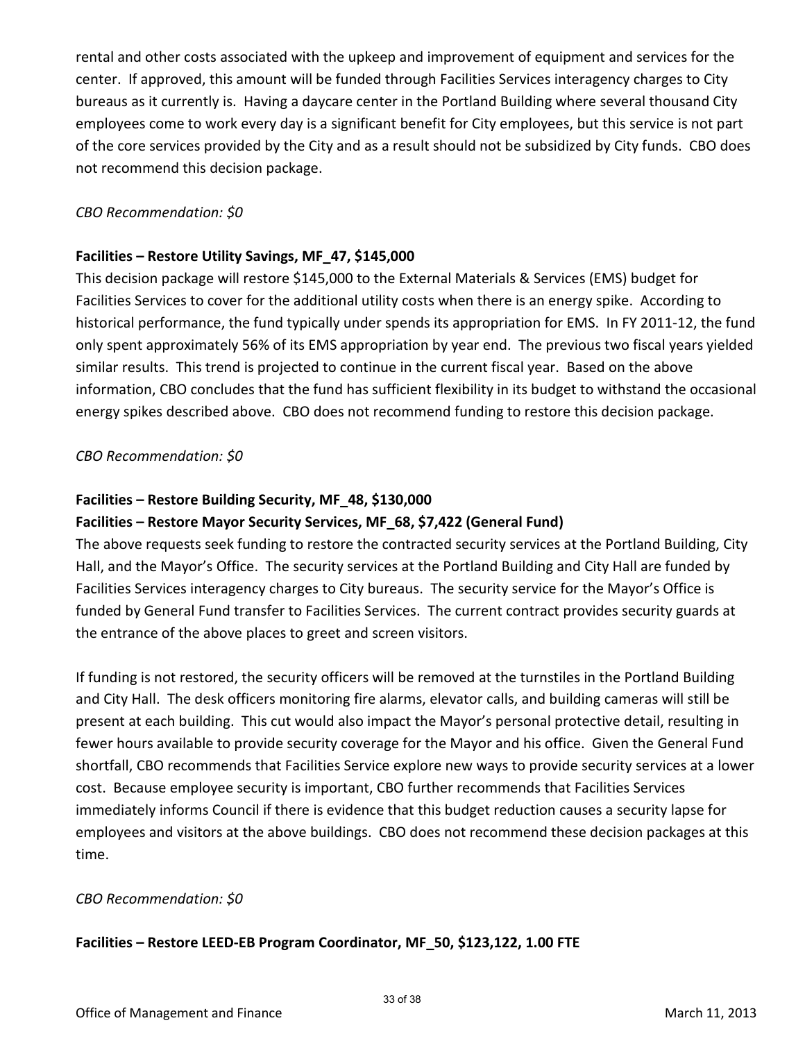rental and other costs associated with the upkeep and improvement of equipment and services for the center. If approved, this amount will be funded through Facilities Services interagency charges to City bureaus as it currently is. Having a daycare center in the Portland Building where several thousand City employees come to work every day is a significant benefit for City employees, but this service is not part of the core services provided by the City and as a result should not be subsidized by City funds. CBO does not recommend this decision package.

*CBO Recommendation: $0*

**Facilities – Restore Utility Savings, MF_47, $145,000**

This decision package will restore $145,000 to the External Materials & Services (EMS) budget for Facilities Services to cover for the additional utility costs when there is an energy spike. According to historical performance, the fund typically under spends its appropriation for EMS. In FY 2011-12, the fund only spent approximately 56% of its EMS appropriation by year end. The previous two fiscal years yielded similar results. This trend is projected to continue in the current fiscal year. Based on the above information, CBO concludes that the fund has sufficient flexibility in its budget to withstand the occasional energy spikes described above. CBO does not recommend funding to restore this decision package.

*CBO Recommendation: $0*

**Facilities – Restore Building Security, MF_48, $130,000**

**Facilities – Restore Mayor Security Services, MF_68, $7,422 (General Fund)**

The above requests seek funding to restore the contracted security services at the Portland Building, City Hall, and the Mayor's Office. The security services at the Portland Building and City Hall are funded by Facilities Services interagency charges to City bureaus. The security service for the Mayor's Office is funded by General Fund transfer to Facilities Services. The current contract provides security guards at the entrance of the above places to greet and screen visitors.

If funding is not restored, the security officers will be removed at the turnstiles in the Portland Building and City Hall. The desk officers monitoring fire alarms, elevator calls, and building cameras will still be present at each building. This cut would also impact the Mayor's personal protective detail, resulting in fewer hours available to provide security coverage for the Mayor and his office. Given the General Fund shortfall, CBO recommends that Facilities Service explore new ways to provide security services at a lower cost. Because employee security is important, CBO further recommends that Facilities Services immediately informs Council if there is evidence that this budget reduction causes a security lapse for employees and visitors at the above buildings. CBO does not recommend these decision packages at this time.

*CBO Recommendation: $0*

**Facilities – Restore LEED-EB Program Coordinator, MF_50, $123,122, 1.00 FTE**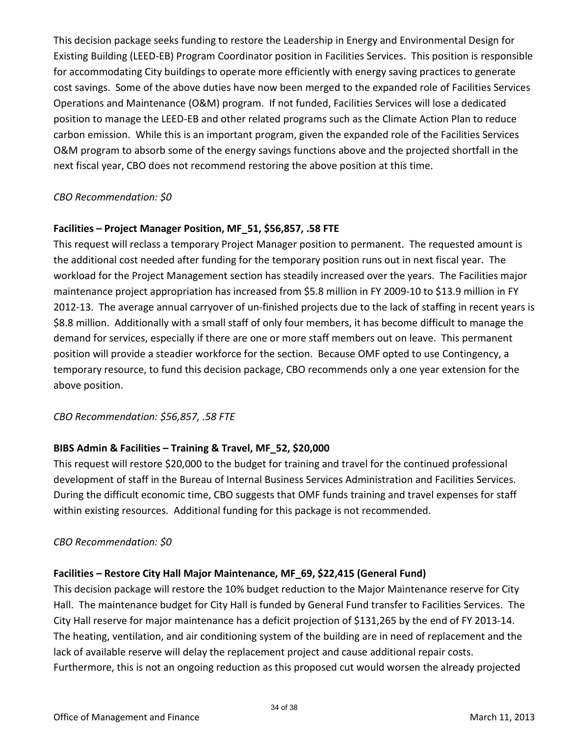This decision package seeks funding to restore the Leadership in Energy and Environmental Design for Existing Building (LEED-EB) Program Coordinator position in Facilities Services. This position is responsible for accommodating City buildings to operate more efficiently with energy saving practices to generate cost savings. Some of the above duties have now been merged to the expanded role of Facilities Services Operations and Maintenance (O&M) program. If not funded, Facilities Services will lose a dedicated position to manage the LEED-EB and other related programs such as the Climate Action Plan to reduce carbon emission. While this is an important program, given the expanded role of the Facilities Services O&M program to absorb some of the energy savings functions above and the projected shortfall in the next fiscal year, CBO does not recommend restoring the above position at this time.

*CBO Recommendation: $0*

**Facilities – Project Manager Position, MF_51, $56,857, .58 FTE**

This request will reclass a temporary Project Manager position to permanent. The requested amount is the additional cost needed after funding for the temporary position runs out in next fiscal year. The workload for the Project Management section has steadily increased over the years. The Facilities major maintenance project appropriation has increased from $5.8 million in FY 2009-10 to $13.9 million in FY 2012-13. The average annual carryover of un-finished projects due to the lack of staffing in recent years is $8.8 million. Additionally with a small staff of only four members, it has become difficult to manage the demand for services, especially if there are one or more staff members out on leave. This permanent position will provide a steadier workforce for the section. Because OMF opted to use Contingency, a temporary resource, to fund this decision package, CBO recommends only a one year extension for the above position.

*CBO Recommendation: $56,857, .58 FTE*

**BIBS Admin & Facilities – Training & Travel, MF_52, $20,000**

This request will restore $20,000 to the budget for training and travel for the continued professional development of staff in the Bureau of Internal Business Services Administration and Facilities Services. During the difficult economic time, CBO suggests that OMF funds training and travel expenses for staff within existing resources. Additional funding for this package is not recommended.

*CBO Recommendation: $0*

**Facilities – Restore City Hall Major Maintenance, MF_69, $22,415 (General Fund)**

This decision package will restore the 10% budget reduction to the Major Maintenance reserve for City Hall. The maintenance budget for City Hall is funded by General Fund transfer to Facilities Services. The City Hall reserve for major maintenance has a deficit projection of $131,265 by the end of FY 2013-14. The heating, ventilation, and air conditioning system of the building are in need of replacement and the lack of available reserve will delay the replacement project and cause additional repair costs. Furthermore, this is not an ongoing reduction as this proposed cut would worsen the already projected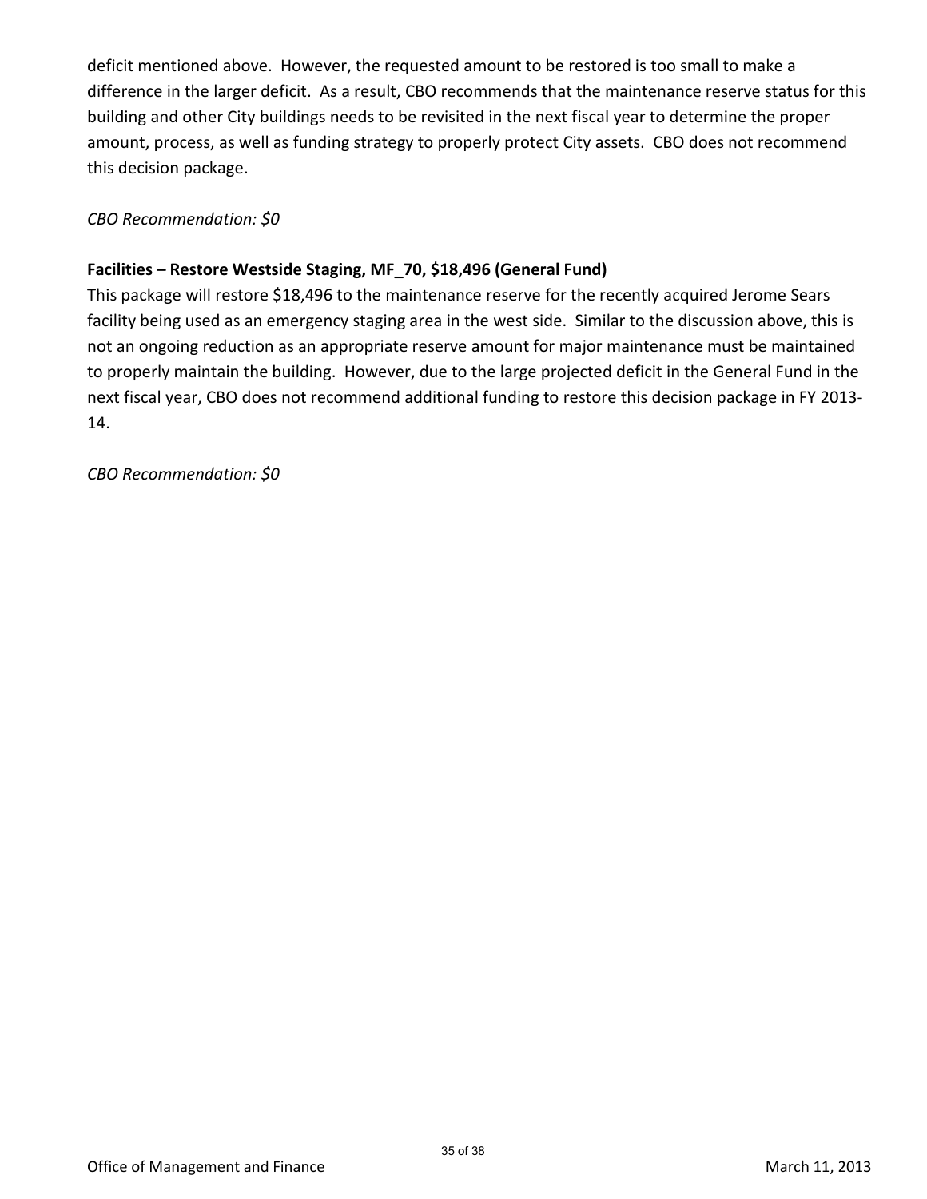deficit mentioned above. However, the requested amount to be restored is too small to make a difference in the larger deficit. As a result, CBO recommends that the maintenance reserve status for this building and other City buildings needs to be revisited in the next fiscal year to determine the proper amount, process, as well as funding strategy to properly protect City assets. CBO does not recommend this decision package.

*CBO Recommendation: $0*

**Facilities – Restore Westside Staging, MF_70, $18,496 (General Fund)**

This package will restore $18,496 to the maintenance reserve for the recently acquired Jerome Sears facility being used as an emergency staging area in the west side. Similar to the discussion above, this is not an ongoing reduction as an appropriate reserve amount for major maintenance must be maintained to properly maintain the building. However, due to the large projected deficit in the General Fund in the next fiscal year, CBO does not recommend additional funding to restore this decision package in FY 2013-14.

*CBO Recommendation: $0*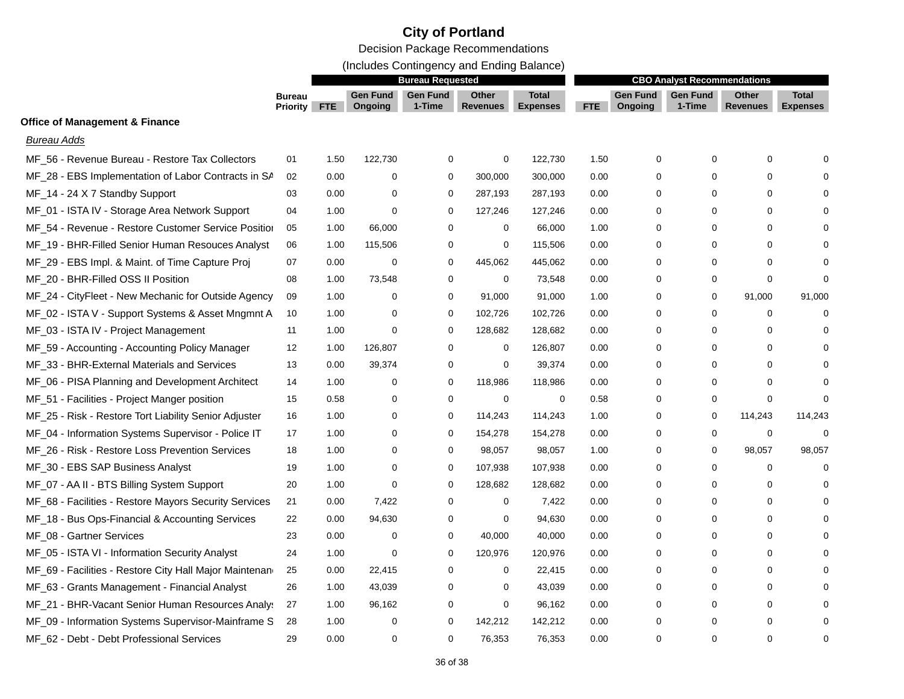# City of Portland

## Decision Package Recommendations

(Includes Contingency and Ending Balance)

| | Bureau Priority | Bureau Requested | | | | | CBO Analyst Recommendations | | | | |
|---|---|---|---|---|---|---|---|---|---|---|---|
| | | FTE | Gen Fund Ongoing | Gen Fund 1-Time | Other Revenues | Total Expenses | FTE | Gen Fund Ongoing | Gen Fund 1-Time | Other Revenues | Total Expenses |
| **Office of Management & Finance** | | | | | | | | | | | |
| *Bureau Adds* | | | | | | | | | | | |
| MF_56 - Revenue Bureau - Restore Tax Collectors | 01 | 1.50 | 122,730 | 0 | 0 | 122,730 | 1.50 | 0 | 0 | 0 | 0 |
| MF_28 - EBS Implementation of Labor Contracts in SA | 02 | 0.00 | 0 | 0 | 300,000 | 300,000 | 0.00 | 0 | 0 | 0 | 0 |
| MF_14 - 24 X 7 Standby Support | 03 | 0.00 | 0 | 0 | 287,193 | 287,193 | 0.00 | 0 | 0 | 0 | 0 |
| MF_01 - ISTA IV - Storage Area Network Support | 04 | 1.00 | 0 | 0 | 127,246 | 127,246 | 0.00 | 0 | 0 | 0 | 0 |
| MF_54 - Revenue - Restore Customer Service Positio | 05 | 1.00 | 66,000 | 0 | 0 | 66,000 | 1.00 | 0 | 0 | 0 | 0 |
| MF_19 - BHR-Filled Senior Human Resouces Analyst | 06 | 1.00 | 115,506 | 0 | 0 | 115,506 | 0.00 | 0 | 0 | 0 | 0 |
| MF_29 - EBS Impl. & Maint. of Time Capture Proj | 07 | 0.00 | 0 | 0 | 445,062 | 445,062 | 0.00 | 0 | 0 | 0 | 0 |
| MF_20 - BHR-Filled OSS II Position | 08 | 1.00 | 73,548 | 0 | 0 | 73,548 | 0.00 | 0 | 0 | 0 | 0 |
| MF_24 - CityFleet - New Mechanic for Outside Agency | 09 | 1.00 | 0 | 0 | 91,000 | 91,000 | 1.00 | 0 | 0 | 91,000 | 91,000 |
| MF_02 - ISTA V - Support Systems & Asset Mngmnt A | 10 | 1.00 | 0 | 0 | 102,726 | 102,726 | 0.00 | 0 | 0 | 0 | 0 |
| MF_03 - ISTA IV - Project Management | 11 | 1.00 | 0 | 0 | 128,682 | 128,682 | 0.00 | 0 | 0 | 0 | 0 |
| MF_59 - Accounting - Accounting Policy Manager | 12 | 1.00 | 126,807 | 0 | 0 | 126,807 | 0.00 | 0 | 0 | 0 | 0 |
| MF_33 - BHR-External Materials and Services | 13 | 0.00 | 39,374 | 0 | 0 | 39,374 | 0.00 | 0 | 0 | 0 | 0 |
| MF_06 - PISA Planning and Development Architect | 14 | 1.00 | 0 | 0 | 118,986 | 118,986 | 0.00 | 0 | 0 | 0 | 0 |
| MF_51 - Facilities - Project Manger position | 15 | 0.58 | 0 | 0 | 0 | 0 | 0.58 | 0 | 0 | 0 | 0 |
| MF_25 - Risk - Restore Tort Liability Senior Adjuster | 16 | 1.00 | 0 | 0 | 114,243 | 114,243 | 1.00 | 0 | 0 | 114,243 | 114,243 |
| MF_04 - Information Systems Supervisor - Police IT | 17 | 1.00 | 0 | 0 | 154,278 | 154,278 | 0.00 | 0 | 0 | 0 | 0 |
| MF_26 - Risk - Restore Loss Prevention Services | 18 | 1.00 | 0 | 0 | 98,057 | 98,057 | 1.00 | 0 | 0 | 98,057 | 98,057 |
| MF_30 - EBS SAP Business Analyst | 19 | 1.00 | 0 | 0 | 107,938 | 107,938 | 0.00 | 0 | 0 | 0 | 0 |
| MF_07 - AA II - BTS Billing System Support | 20 | 1.00 | 0 | 0 | 128,682 | 128,682 | 0.00 | 0 | 0 | 0 | 0 |
| MF_68 - Facilities - Restore Mayors Security Services | 21 | 0.00 | 7,422 | 0 | 0 | 7,422 | 0.00 | 0 | 0 | 0 | 0 |
| MF_18 - Bus Ops-Financial & Accounting Services | 22 | 0.00 | 94,630 | 0 | 0 | 94,630 | 0.00 | 0 | 0 | 0 | 0 |
| MF_08 - Gartner Services | 23 | 0.00 | 0 | 0 | 40,000 | 40,000 | 0.00 | 0 | 0 | 0 | 0 |
| MF_05 - ISTA VI - Information Security Analyst | 24 | 1.00 | 0 | 0 | 120,976 | 120,976 | 0.00 | 0 | 0 | 0 | 0 |
| MF_69 - Facilities - Restore City Hall Major Maintenan | 25 | 0.00 | 22,415 | 0 | 0 | 22,415 | 0.00 | 0 | 0 | 0 | 0 |
| MF_63 - Grants Management - Financial Analyst | 26 | 1.00 | 43,039 | 0 | 0 | 43,039 | 0.00 | 0 | 0 | 0 | 0 |
| MF_21 - BHR-Vacant Senior Human Resources Analys | 27 | 1.00 | 96,162 | 0 | 0 | 96,162 | 0.00 | 0 | 0 | 0 | 0 |
| MF_09 - Information Systems Supervisor-Mainframe S | 28 | 1.00 | 0 | 0 | 142,212 | 142,212 | 0.00 | 0 | 0 | 0 | 0 |
| MF_62 - Debt - Debt Professional Services | 29 | 0.00 | 0 | 0 | 76,353 | 76,353 | 0.00 | 0 | 0 | 0 | 0 |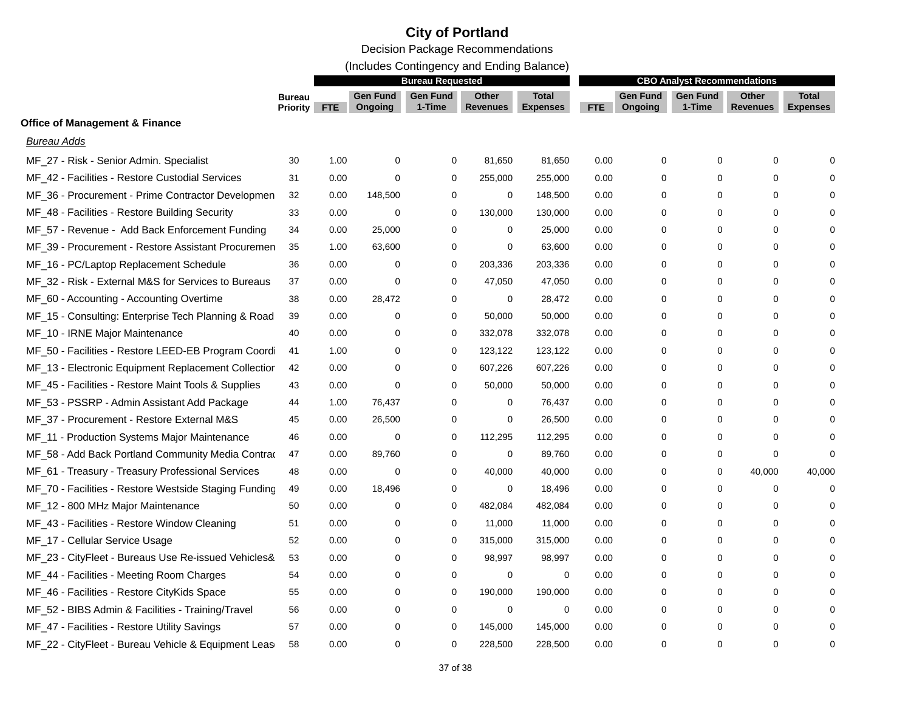# City of Portland

Decision Package Recommendations

(Includes Contingency and Ending Balance)

| | Bureau Priority | Bureau Requested | | | | | CBO Analyst Recommendations | | | | |
|---|---|---|---|---|---|---|---|---|---|---|---|
| | | FTE | Gen Fund Ongoing | Gen Fund 1-Time | Other Revenues | Total Expenses | FTE | Gen Fund Ongoing | Gen Fund 1-Time | Other Revenues | Total Expenses |
| **Office of Management & Finance** | | | | | | | | | | | |
| *Bureau Adds* | | | | | | | | | | | |
| MF_27 - Risk - Senior Admin. Specialist | 30 | 1.00 | 0 | 0 | 81,650 | 81,650 | 0.00 | 0 | 0 | 0 | 0 |
| MF_42 - Facilities - Restore Custodial Services | 31 | 0.00 | 0 | 0 | 255,000 | 255,000 | 0.00 | 0 | 0 | 0 | 0 |
| MF_36 - Procurement - Prime Contractor Developmen | 32 | 0.00 | 148,500 | 0 | 0 | 148,500 | 0.00 | 0 | 0 | 0 | 0 |
| MF_48 - Facilities - Restore Building Security | 33 | 0.00 | 0 | 0 | 130,000 | 130,000 | 0.00 | 0 | 0 | 0 | 0 |
| MF_57 - Revenue - Add Back Enforcement Funding | 34 | 0.00 | 25,000 | 0 | 0 | 25,000 | 0.00 | 0 | 0 | 0 | 0 |
| MF_39 - Procurement - Restore Assistant Procuremen | 35 | 1.00 | 63,600 | 0 | 0 | 63,600 | 0.00 | 0 | 0 | 0 | 0 |
| MF_16 - PC/Laptop Replacement Schedule | 36 | 0.00 | 0 | 0 | 203,336 | 203,336 | 0.00 | 0 | 0 | 0 | 0 |
| MF_32 - Risk - External M&S for Services to Bureaus | 37 | 0.00 | 0 | 0 | 47,050 | 47,050 | 0.00 | 0 | 0 | 0 | 0 |
| MF_60 - Accounting - Accounting Overtime | 38 | 0.00 | 28,472 | 0 | 0 | 28,472 | 0.00 | 0 | 0 | 0 | 0 |
| MF_15 - Consulting: Enterprise Tech Planning & Road | 39 | 0.00 | 0 | 0 | 50,000 | 50,000 | 0.00 | 0 | 0 | 0 | 0 |
| MF_10 - IRNE Major Maintenance | 40 | 0.00 | 0 | 0 | 332,078 | 332,078 | 0.00 | 0 | 0 | 0 | 0 |
| MF_50 - Facilities - Restore LEED-EB Program Coordi | 41 | 1.00 | 0 | 0 | 123,122 | 123,122 | 0.00 | 0 | 0 | 0 | 0 |
| MF_13 - Electronic Equipment Replacement Collectior | 42 | 0.00 | 0 | 0 | 607,226 | 607,226 | 0.00 | 0 | 0 | 0 | 0 |
| MF_45 - Facilities - Restore Maint Tools & Supplies | 43 | 0.00 | 0 | 0 | 50,000 | 50,000 | 0.00 | 0 | 0 | 0 | 0 |
| MF_53 - PSSRP - Admin Assistant Add Package | 44 | 1.00 | 76,437 | 0 | 0 | 76,437 | 0.00 | 0 | 0 | 0 | 0 |
| MF_37 - Procurement - Restore External M&S | 45 | 0.00 | 26,500 | 0 | 0 | 26,500 | 0.00 | 0 | 0 | 0 | 0 |
| MF_11 - Production Systems Major Maintenance | 46 | 0.00 | 0 | 0 | 112,295 | 112,295 | 0.00 | 0 | 0 | 0 | 0 |
| MF_58 - Add Back Portland Community Media Contrac | 47 | 0.00 | 89,760 | 0 | 0 | 89,760 | 0.00 | 0 | 0 | 0 | 0 |
| MF_61 - Treasury - Treasury Professional Services | 48 | 0.00 | 0 | 0 | 40,000 | 40,000 | 0.00 | 0 | 0 | 40,000 | 40,000 |
| MF_70 - Facilities - Restore Westside Staging Funding | 49 | 0.00 | 18,496 | 0 | 0 | 18,496 | 0.00 | 0 | 0 | 0 | 0 |
| MF_12 - 800 MHz Major Maintenance | 50 | 0.00 | 0 | 0 | 482,084 | 482,084 | 0.00 | 0 | 0 | 0 | 0 |
| MF_43 - Facilities - Restore Window Cleaning | 51 | 0.00 | 0 | 0 | 11,000 | 11,000 | 0.00 | 0 | 0 | 0 | 0 |
| MF_17 - Cellular Service Usage | 52 | 0.00 | 0 | 0 | 315,000 | 315,000 | 0.00 | 0 | 0 | 0 | 0 |
| MF_23 - CityFleet - Bureaus Use Re-issued Vehicles& | 53 | 0.00 | 0 | 0 | 98,997 | 98,997 | 0.00 | 0 | 0 | 0 | 0 |
| MF_44 - Facilities - Meeting Room Charges | 54 | 0.00 | 0 | 0 | 0 | 0 | 0.00 | 0 | 0 | 0 | 0 |
| MF_46 - Facilities - Restore CityKids Space | 55 | 0.00 | 0 | 0 | 190,000 | 190,000 | 0.00 | 0 | 0 | 0 | 0 |
| MF_52 - BIBS Admin & Facilities - Training/Travel | 56 | 0.00 | 0 | 0 | 0 | 0 | 0.00 | 0 | 0 | 0 | 0 |
| MF_47 - Facilities - Restore Utility Savings | 57 | 0.00 | 0 | 0 | 145,000 | 145,000 | 0.00 | 0 | 0 | 0 | 0 |
| MF_22 - CityFleet - Bureau Vehicle & Equipment Leas | 58 | 0.00 | 0 | 0 | 228,500 | 228,500 | 0.00 | 0 | 0 | 0 | 0 |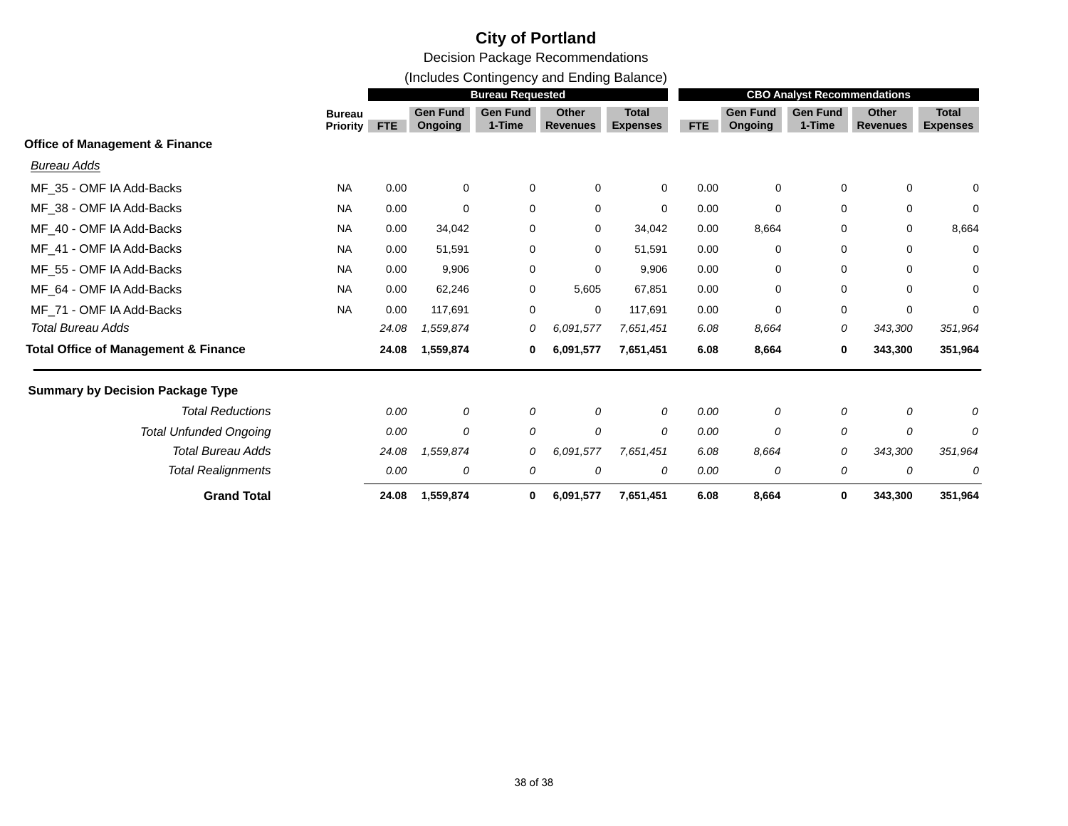# City of Portland

Decision Package Recommendations

(Includes Contingency and Ending Balance)

| | Bureau Priority | Bureau Requested | | | | | CBO Analyst Recommendations | | | | |
|---|---|---|---|---|---|---|---|---|---|---|---|
| | | FTE | Gen Fund Ongoing | Gen Fund 1-Time | Other Revenues | Total Expenses | FTE | Gen Fund Ongoing | Gen Fund 1-Time | Other Revenues | Total Expenses |
| **Office of Management & Finance** | | | | | | | | | | | |
| *Bureau Adds* | | | | | | | | | | | |
| MF_35 - OMF IA Add-Backs | NA | 0.00 | 0 | 0 | 0 | 0 | 0.00 | 0 | 0 | 0 | 0 |
| MF_38 - OMF IA Add-Backs | NA | 0.00 | 0 | 0 | 0 | 0 | 0.00 | 0 | 0 | 0 | 0 |
| MF_40 - OMF IA Add-Backs | NA | 0.00 | 34,042 | 0 | 0 | 34,042 | 0.00 | 8,664 | 0 | 0 | 8,664 |
| MF_41 - OMF IA Add-Backs | NA | 0.00 | 51,591 | 0 | 0 | 51,591 | 0.00 | 0 | 0 | 0 | 0 |
| MF_55 - OMF IA Add-Backs | NA | 0.00 | 9,906 | 0 | 0 | 9,906 | 0.00 | 0 | 0 | 0 | 0 |
| MF_64 - OMF IA Add-Backs | NA | 0.00 | 62,246 | 0 | 5,605 | 67,851 | 0.00 | 0 | 0 | 0 | 0 |
| MF_71 - OMF IA Add-Backs | NA | 0.00 | 117,691 | 0 | 0 | 117,691 | 0.00 | 0 | 0 | 0 | 0 |
| *Total Bureau Adds* | | *24.08* | *1,559,874* | *0* | *6,091,577* | *7,651,451* | *6.08* | *8,664* | *0* | *343,300* | *351,964* |
| **Total Office of Management & Finance** | | **24.08** | **1,559,874** | **0** | **6,091,577** | **7,651,451** | **6.08** | **8,664** | **0** | **343,300** | **351,964** |
| **Summary by Decision Package Type** | | | | | | | | | | | |
| *Total Reductions* | | *0.00* | *0* | *0* | *0* | *0* | *0.00* | *0* | *0* | *0* | *0* |
| *Total Unfunded Ongoing* | | *0.00* | *0* | *0* | *0* | *0* | *0.00* | *0* | *0* | *0* | *0* |
| *Total Bureau Adds* | | *24.08* | *1,559,874* | *0* | *6,091,577* | *7,651,451* | *6.08* | *8,664* | *0* | *343,300* | *351,964* |
| *Total Realignments* | | *0.00* | *0* | *0* | *0* | *0* | *0.00* | *0* | *0* | *0* | *0* |
| **Grand Total** | | **24.08** | **1,559,874** | **0** | **6,091,577** | **7,651,451** | **6.08** | **8,664** | **0** | **343,300** | **351,964** |